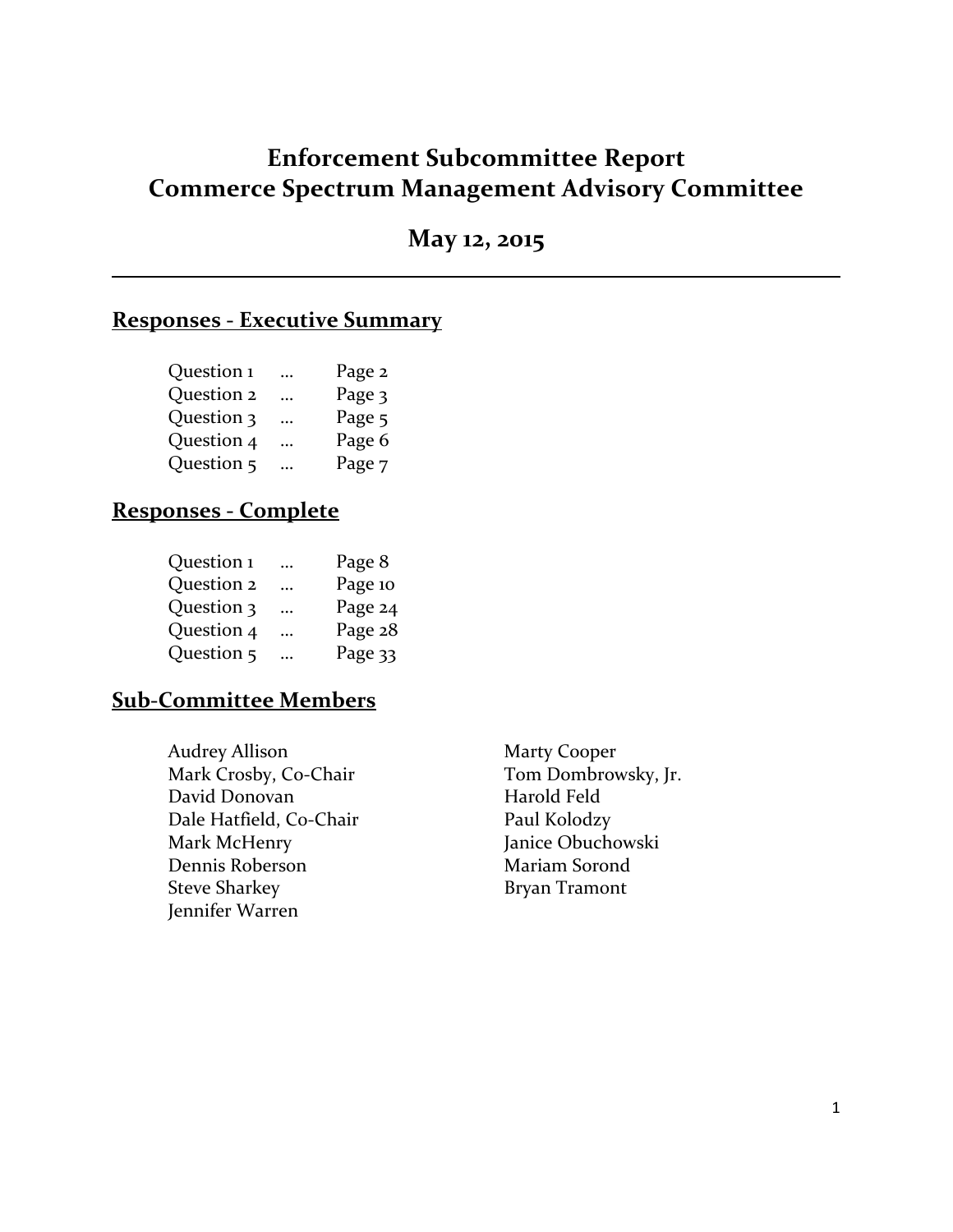# Enforcement Subcommittee Report
# Commerce Spectrum Management Advisory Committee

## May 12, 2015

---

## Responses - Executive Summary

Question 1 ... Page 2
Question 2 ... Page 3
Question 3 ... Page 5
Question 4 ... Page 6
Question 5 ... Page 7

## Responses - Complete

Question 1 ... Page 8
Question 2 ... Page 10
Question 3 ... Page 24
Question 4 ... Page 28
Question 5 ... Page 33

## Sub-Committee Members

Audrey Allison
Mark Crosby, Co-Chair
David Donovan
Dale Hatfield, Co-Chair
Mark McHenry
Dennis Roberson
Steve Sharkey
Jennifer Warren
Marty Cooper
Tom Dombrowsky, Jr.
Harold Feld
Paul Kolodzy
Janice Obuchowski
Mariam Sorond
Bryan Tramont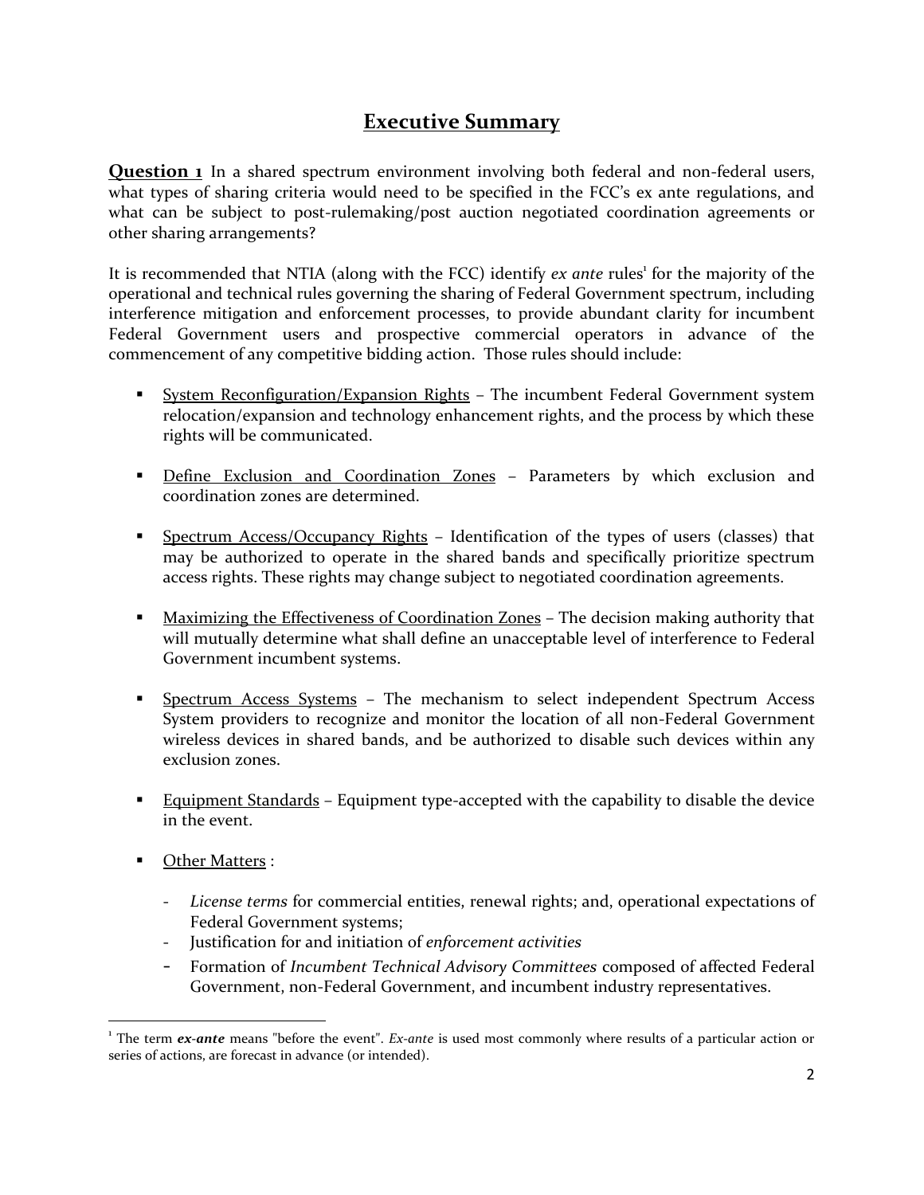## Executive Summary

**Question 1** In a shared spectrum environment involving both federal and non-federal users, what types of sharing criteria would need to be specified in the FCC's ex ante regulations, and what can be subject to post-rulemaking/post auction negotiated coordination agreements or other sharing arrangements?

It is recommended that NTIA (along with the FCC) identify *ex ante* rules[1] for the majority of the operational and technical rules governing the sharing of Federal Government spectrum, including interference mitigation and enforcement processes, to provide abundant clarity for incumbent Federal Government users and prospective commercial operators in advance of the commencement of any competitive bidding action. Those rules should include:

- System Reconfiguration/Expansion Rights – The incumbent Federal Government system relocation/expansion and technology enhancement rights, and the process by which these rights will be communicated.
- Define Exclusion and Coordination Zones – Parameters by which exclusion and coordination zones are determined.
- Spectrum Access/Occupancy Rights – Identification of the types of users (classes) that may be authorized to operate in the shared bands and specifically prioritize spectrum access rights. These rights may change subject to negotiated coordination agreements.
- Maximizing the Effectiveness of Coordination Zones – The decision making authority that will mutually determine what shall define an unacceptable level of interference to Federal Government incumbent systems.
- Spectrum Access Systems – The mechanism to select independent Spectrum Access System providers to recognize and monitor the location of all non-Federal Government wireless devices in shared bands, and be authorized to disable such devices within any exclusion zones.
- Equipment Standards – Equipment type-accepted with the capability to disable the device in the event.
- Other Matters :
  - *License terms* for commercial entities, renewal rights; and, operational expectations of Federal Government systems;
  - Justification for and initiation of *enforcement activities*
  - Formation of *Incumbent Technical Advisory Committees* composed of affected Federal Government, non-Federal Government, and incumbent industry representatives.

[1] The term ***ex-ante*** means "before the event". *Ex-ante* is used most commonly where results of a particular action or series of actions, are forecast in advance (or intended).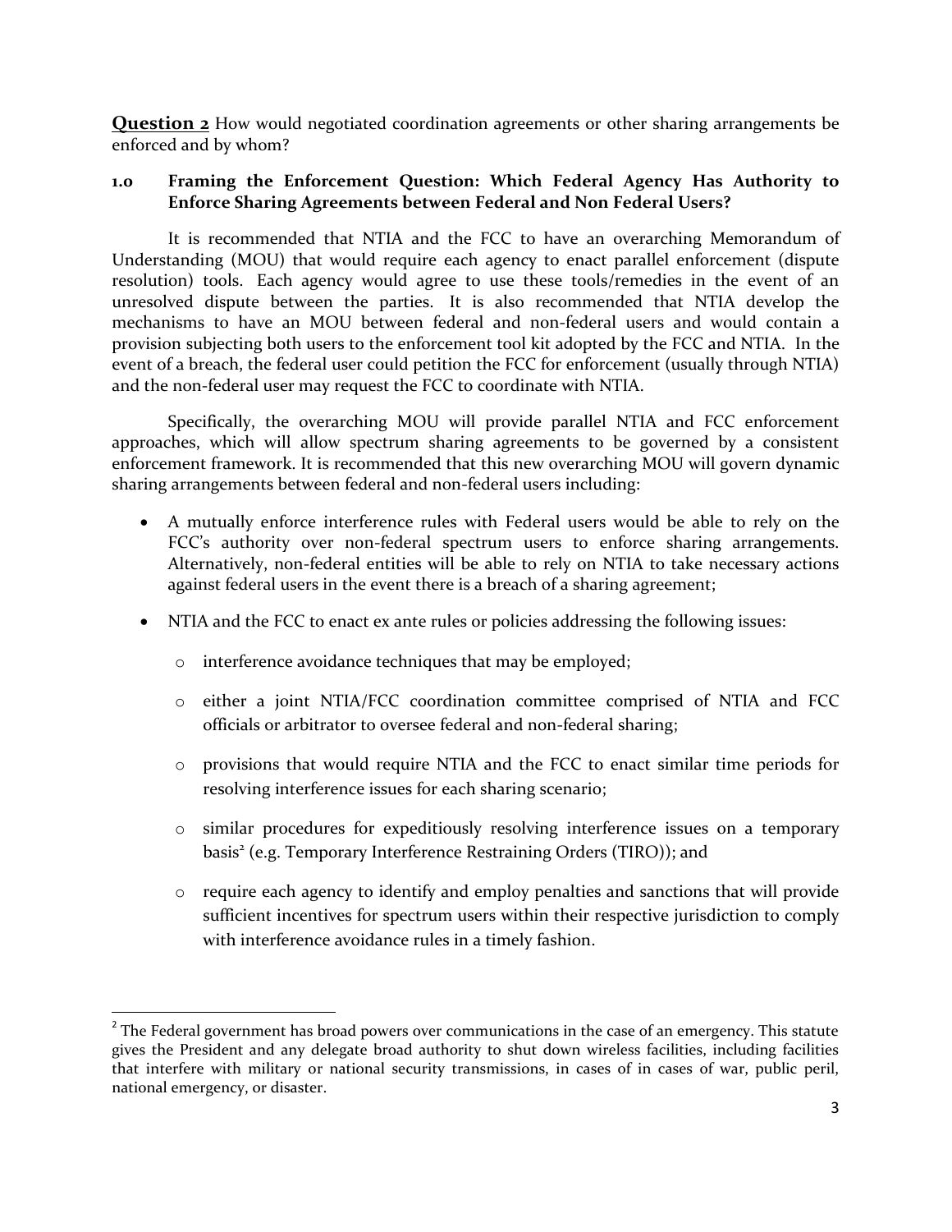**Question 2** How would negotiated coordination agreements or other sharing arrangements be enforced and by whom?

### 1.0 Framing the Enforcement Question: Which Federal Agency Has Authority to Enforce Sharing Agreements between Federal and Non Federal Users?

It is recommended that NTIA and the FCC to have an overarching Memorandum of Understanding (MOU) that would require each agency to enact parallel enforcement (dispute resolution) tools. Each agency would agree to use these tools/remedies in the event of an unresolved dispute between the parties. It is also recommended that NTIA develop the mechanisms to have an MOU between federal and non-federal users and would contain a provision subjecting both users to the enforcement tool kit adopted by the FCC and NTIA. In the event of a breach, the federal user could petition the FCC for enforcement (usually through NTIA) and the non-federal user may request the FCC to coordinate with NTIA.

Specifically, the overarching MOU will provide parallel NTIA and FCC enforcement approaches, which will allow spectrum sharing agreements to be governed by a consistent enforcement framework. It is recommended that this new overarching MOU will govern dynamic sharing arrangements between federal and non-federal users including:

- A mutually enforce interference rules with Federal users would be able to rely on the FCC's authority over non-federal spectrum users to enforce sharing arrangements. Alternatively, non-federal entities will be able to rely on NTIA to take necessary actions against federal users in the event there is a breach of a sharing agreement;
- NTIA and the FCC to enact ex ante rules or policies addressing the following issues:
  - interference avoidance techniques that may be employed;
  - either a joint NTIA/FCC coordination committee comprised of NTIA and FCC officials or arbitrator to oversee federal and non-federal sharing;
  - provisions that would require NTIA and the FCC to enact similar time periods for resolving interference issues for each sharing scenario;
  - similar procedures for expeditiously resolving interference issues on a temporary basis[2] (e.g. Temporary Interference Restraining Orders (TIRO)); and
  - require each agency to identify and employ penalties and sanctions that will provide sufficient incentives for spectrum users within their respective jurisdiction to comply with interference avoidance rules in a timely fashion.

---

[2] The Federal government has broad powers over communications in the case of an emergency. This statute gives the President and any delegate broad authority to shut down wireless facilities, including facilities that interfere with military or national security transmissions, in cases of in cases of war, public peril, national emergency, or disaster.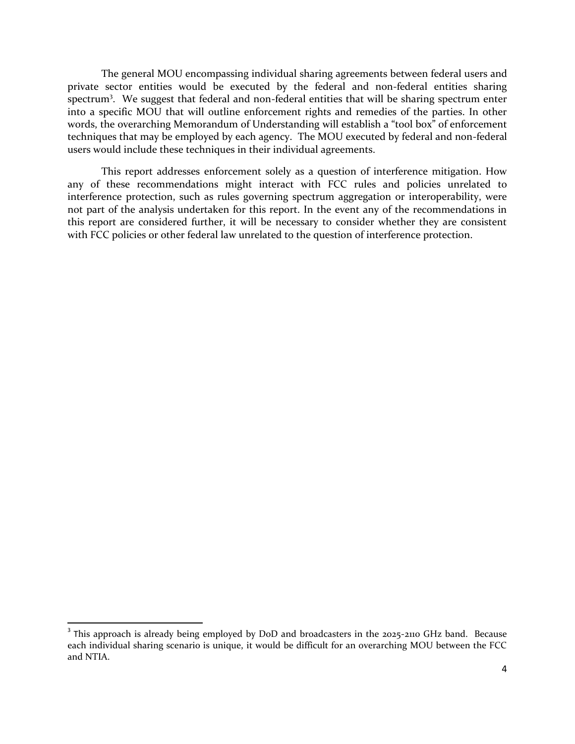The general MOU encompassing individual sharing agreements between federal users and private sector entities would be executed by the federal and non-federal entities sharing spectrum[3]. We suggest that federal and non-federal entities that will be sharing spectrum enter into a specific MOU that will outline enforcement rights and remedies of the parties. In other words, the overarching Memorandum of Understanding will establish a "tool box" of enforcement techniques that may be employed by each agency. The MOU executed by federal and non-federal users would include these techniques in their individual agreements.

This report addresses enforcement solely as a question of interference mitigation. How any of these recommendations might interact with FCC rules and policies unrelated to interference protection, such as rules governing spectrum aggregation or interoperability, were not part of the analysis undertaken for this report. In the event any of the recommendations in this report are considered further, it will be necessary to consider whether they are consistent with FCC policies or other federal law unrelated to the question of interference protection.

[3] This approach is already being employed by DoD and broadcasters in the 2025-2110 GHz band. Because each individual sharing scenario is unique, it would be difficult for an overarching MOU between the FCC and NTIA.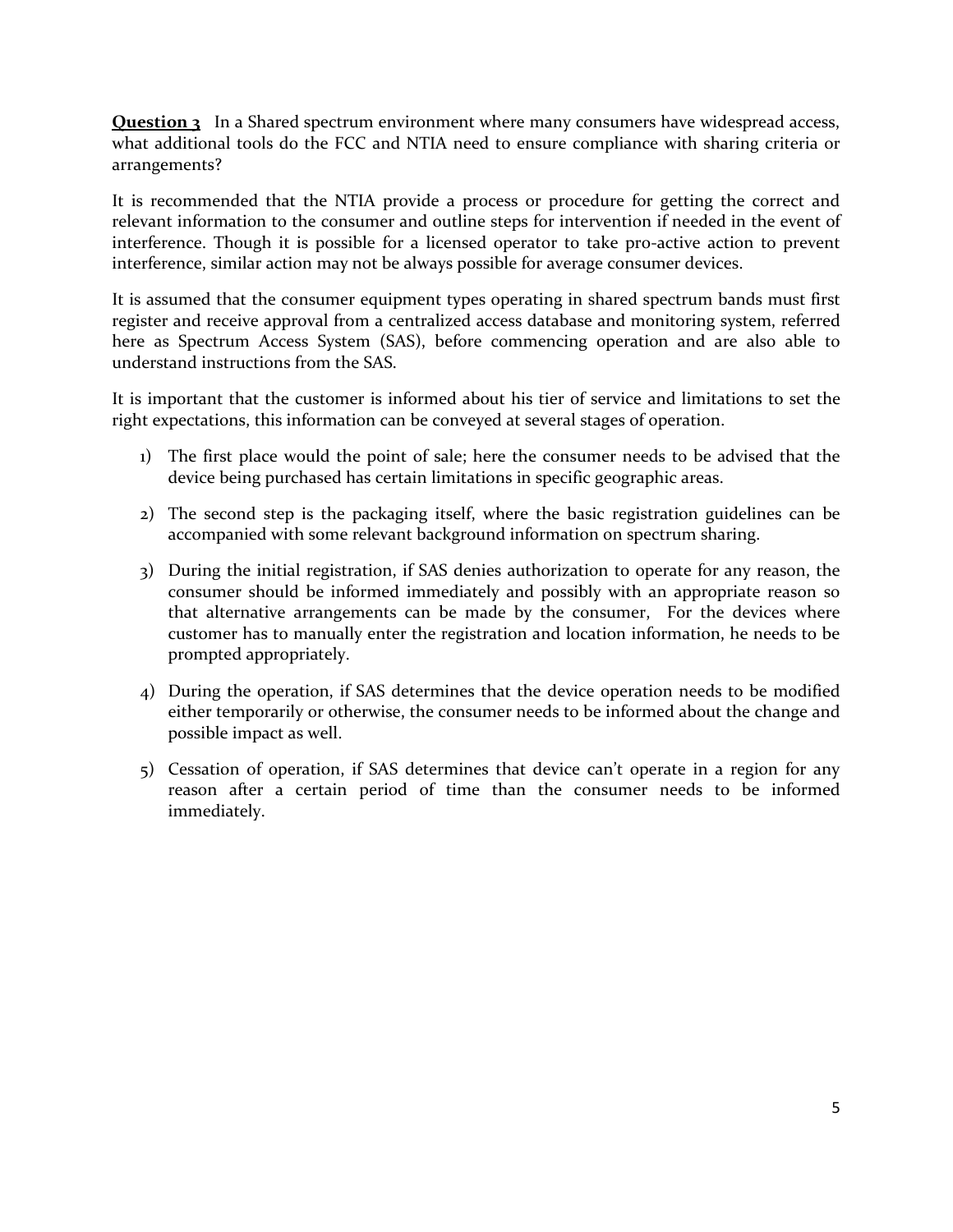**<u>Question 3</u>** In a Shared spectrum environment where many consumers have widespread access, what additional tools do the FCC and NTIA need to ensure compliance with sharing criteria or arrangements?

It is recommended that the NTIA provide a process or procedure for getting the correct and relevant information to the consumer and outline steps for intervention if needed in the event of interference. Though it is possible for a licensed operator to take pro-active action to prevent interference, similar action may not be always possible for average consumer devices.

It is assumed that the consumer equipment types operating in shared spectrum bands must first register and receive approval from a centralized access database and monitoring system, referred here as Spectrum Access System (SAS), before commencing operation and are also able to understand instructions from the SAS.

It is important that the customer is informed about his tier of service and limitations to set the right expectations, this information can be conveyed at several stages of operation.

1) The first place would the point of sale; here the consumer needs to be advised that the device being purchased has certain limitations in specific geographic areas.
2) The second step is the packaging itself, where the basic registration guidelines can be accompanied with some relevant background information on spectrum sharing.
3) During the initial registration, if SAS denies authorization to operate for any reason, the consumer should be informed immediately and possibly with an appropriate reason so that alternative arrangements can be made by the consumer, For the devices where customer has to manually enter the registration and location information, he needs to be prompted appropriately.
4) During the operation, if SAS determines that the device operation needs to be modified either temporarily or otherwise, the consumer needs to be informed about the change and possible impact as well.
5) Cessation of operation, if SAS determines that device can't operate in a region for any reason after a certain period of time than the consumer needs to be informed immediately.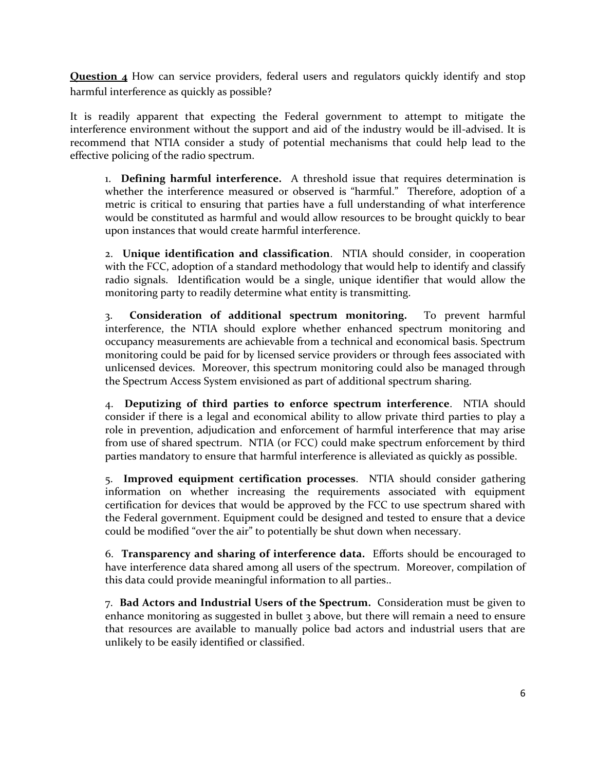**<u>Question 4</u>** How can service providers, federal users and regulators quickly identify and stop harmful interference as quickly as possible?

It is readily apparent that expecting the Federal government to attempt to mitigate the interference environment without the support and aid of the industry would be ill-advised. It is recommend that NTIA consider a study of potential mechanisms that could help lead to the effective policing of the radio spectrum.

1. **Defining harmful interference.** A threshold issue that requires determination is whether the interference measured or observed is "harmful." Therefore, adoption of a metric is critical to ensuring that parties have a full understanding of what interference would be constituted as harmful and would allow resources to be brought quickly to bear upon instances that would create harmful interference.

2. **Unique identification and classification**. NTIA should consider, in cooperation with the FCC, adoption of a standard methodology that would help to identify and classify radio signals. Identification would be a single, unique identifier that would allow the monitoring party to readily determine what entity is transmitting.

3. **Consideration of additional spectrum monitoring.** To prevent harmful interference, the NTIA should explore whether enhanced spectrum monitoring and occupancy measurements are achievable from a technical and economical basis. Spectrum monitoring could be paid for by licensed service providers or through fees associated with unlicensed devices. Moreover, this spectrum monitoring could also be managed through the Spectrum Access System envisioned as part of additional spectrum sharing.

4. **Deputizing of third parties to enforce spectrum interference**. NTIA should consider if there is a legal and economical ability to allow private third parties to play a role in prevention, adjudication and enforcement of harmful interference that may arise from use of shared spectrum. NTIA (or FCC) could make spectrum enforcement by third parties mandatory to ensure that harmful interference is alleviated as quickly as possible.

5. **Improved equipment certification processes**. NTIA should consider gathering information on whether increasing the requirements associated with equipment certification for devices that would be approved by the FCC to use spectrum shared with the Federal government. Equipment could be designed and tested to ensure that a device could be modified "over the air" to potentially be shut down when necessary.

6. **Transparency and sharing of interference data.** Efforts should be encouraged to have interference data shared among all users of the spectrum. Moreover, compilation of this data could provide meaningful information to all parties..

7. **Bad Actors and Industrial Users of the Spectrum.** Consideration must be given to enhance monitoring as suggested in bullet 3 above, but there will remain a need to ensure that resources are available to manually police bad actors and industrial users that are unlikely to be easily identified or classified.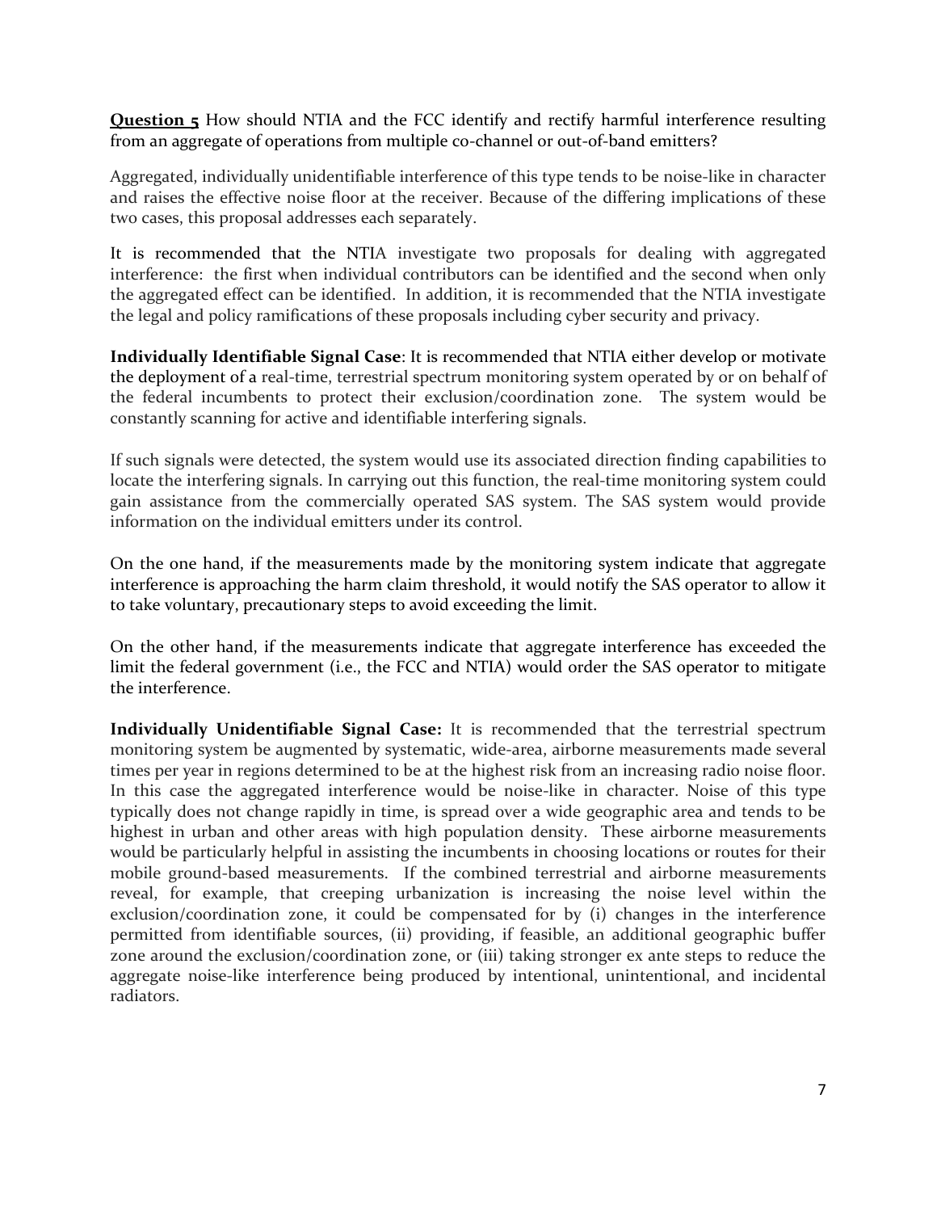**<u>Question 5</u>** How should NTIA and the FCC identify and rectify harmful interference resulting from an aggregate of operations from multiple co-channel or out-of-band emitters?

Aggregated, individually unidentifiable interference of this type tends to be noise-like in character and raises the effective noise floor at the receiver. Because of the differing implications of these two cases, this proposal addresses each separately.

It is recommended that the NTIA investigate two proposals for dealing with aggregated interference: the first when individual contributors can be identified and the second when only the aggregated effect can be identified. In addition, it is recommended that the NTIA investigate the legal and policy ramifications of these proposals including cyber security and privacy.

**Individually Identifiable Signal Case**: It is recommended that NTIA either develop or motivate the deployment of a real-time, terrestrial spectrum monitoring system operated by or on behalf of the federal incumbents to protect their exclusion/coordination zone. The system would be constantly scanning for active and identifiable interfering signals.

If such signals were detected, the system would use its associated direction finding capabilities to locate the interfering signals. In carrying out this function, the real-time monitoring system could gain assistance from the commercially operated SAS system. The SAS system would provide information on the individual emitters under its control.

On the one hand, if the measurements made by the monitoring system indicate that aggregate interference is approaching the harm claim threshold, it would notify the SAS operator to allow it to take voluntary, precautionary steps to avoid exceeding the limit.

On the other hand, if the measurements indicate that aggregate interference has exceeded the limit the federal government (i.e., the FCC and NTIA) would order the SAS operator to mitigate the interference.

**Individually Unidentifiable Signal Case:** It is recommended that the terrestrial spectrum monitoring system be augmented by systematic, wide-area, airborne measurements made several times per year in regions determined to be at the highest risk from an increasing radio noise floor. In this case the aggregated interference would be noise-like in character. Noise of this type typically does not change rapidly in time, is spread over a wide geographic area and tends to be highest in urban and other areas with high population density. These airborne measurements would be particularly helpful in assisting the incumbents in choosing locations or routes for their mobile ground-based measurements. If the combined terrestrial and airborne measurements reveal, for example, that creeping urbanization is increasing the noise level within the exclusion/coordination zone, it could be compensated for by (i) changes in the interference permitted from identifiable sources, (ii) providing, if feasible, an additional geographic buffer zone around the exclusion/coordination zone, or (iii) taking stronger ex ante steps to reduce the aggregate noise-like interference being produced by intentional, unintentional, and incidental radiators.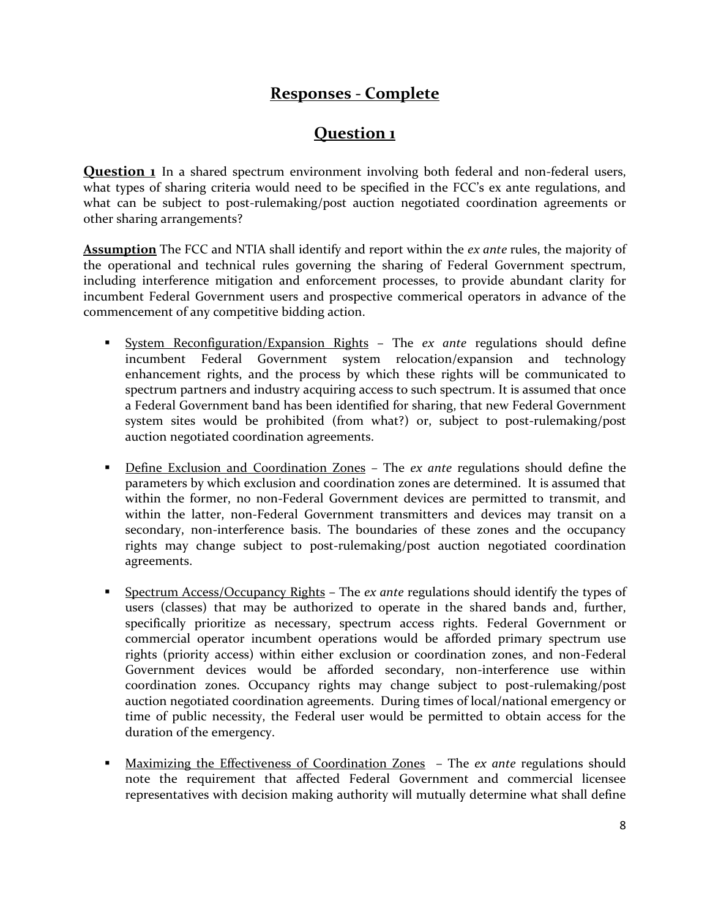# Responses - Complete

## Question 1

**Question 1** In a shared spectrum environment involving both federal and non-federal users, what types of sharing criteria would need to be specified in the FCC's ex ante regulations, and what can be subject to post-rulemaking/post auction negotiated coordination agreements or other sharing arrangements?

**Assumption** The FCC and NTIA shall identify and report within the *ex ante* rules, the majority of the operational and technical rules governing the sharing of Federal Government spectrum, including interference mitigation and enforcement processes, to provide abundant clarity for incumbent Federal Government users and prospective commerical operators in advance of the commencement of any competitive bidding action.

- System Reconfiguration/Expansion Rights – The *ex ante* regulations should define incumbent Federal Government system relocation/expansion and technology enhancement rights, and the process by which these rights will be communicated to spectrum partners and industry acquiring access to such spectrum. It is assumed that once a Federal Government band has been identified for sharing, that new Federal Government system sites would be prohibited (from what?) or, subject to post-rulemaking/post auction negotiated coordination agreements.
- Define Exclusion and Coordination Zones – The *ex ante* regulations should define the parameters by which exclusion and coordination zones are determined. It is assumed that within the former, no non-Federal Government devices are permitted to transmit, and within the latter, non-Federal Government transmitters and devices may transit on a secondary, non-interference basis. The boundaries of these zones and the occupancy rights may change subject to post-rulemaking/post auction negotiated coordination agreements.
- Spectrum Access/Occupancy Rights – The *ex ante* regulations should identify the types of users (classes) that may be authorized to operate in the shared bands and, further, specifically prioritize as necessary, spectrum access rights. Federal Government or commercial operator incumbent operations would be afforded primary spectrum use rights (priority access) within either exclusion or coordination zones, and non-Federal Government devices would be afforded secondary, non-interference use within coordination zones. Occupancy rights may change subject to post-rulemaking/post auction negotiated coordination agreements. During times of local/national emergency or time of public necessity, the Federal user would be permitted to obtain access for the duration of the emergency.
- Maximizing the Effectiveness of Coordination Zones – The *ex ante* regulations should note the requirement that affected Federal Government and commercial licensee representatives with decision making authority will mutually determine what shall define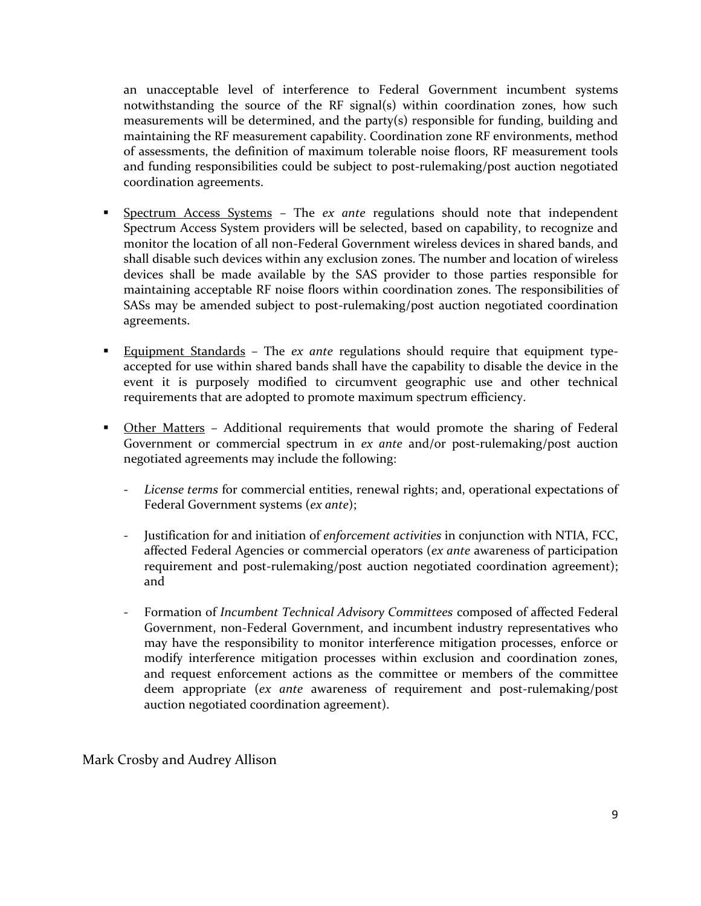an unacceptable level of interference to Federal Government incumbent systems notwithstanding the source of the RF signal(s) within coordination zones, how such measurements will be determined, and the party(s) responsible for funding, building and maintaining the RF measurement capability. Coordination zone RF environments, method of assessments, the definition of maximum tolerable noise floors, RF measurement tools and funding responsibilities could be subject to post-rulemaking/post auction negotiated coordination agreements.

- Spectrum Access Systems – The *ex ante* regulations should note that independent Spectrum Access System providers will be selected, based on capability, to recognize and monitor the location of all non-Federal Government wireless devices in shared bands, and shall disable such devices within any exclusion zones. The number and location of wireless devices shall be made available by the SAS provider to those parties responsible for maintaining acceptable RF noise floors within coordination zones. The responsibilities of SASs may be amended subject to post-rulemaking/post auction negotiated coordination agreements.

- Equipment Standards – The *ex ante* regulations should require that equipment type-accepted for use within shared bands shall have the capability to disable the device in the event it is purposely modified to circumvent geographic use and other technical requirements that are adopted to promote maximum spectrum efficiency.

- Other Matters – Additional requirements that would promote the sharing of Federal Government or commercial spectrum in *ex ante* and/or post-rulemaking/post auction negotiated agreements may include the following:

  - *License terms* for commercial entities, renewal rights; and, operational expectations of Federal Government systems (*ex ante*);

  - Justification for and initiation of *enforcement activities* in conjunction with NTIA, FCC, affected Federal Agencies or commercial operators (*ex ante* awareness of participation requirement and post-rulemaking/post auction negotiated coordination agreement); and

  - Formation of *Incumbent Technical Advisory Committees* composed of affected Federal Government, non-Federal Government, and incumbent industry representatives who may have the responsibility to monitor interference mitigation processes, enforce or modify interference mitigation processes within exclusion and coordination zones, and request enforcement actions as the committee or members of the committee deem appropriate (*ex ante* awareness of requirement and post-rulemaking/post auction negotiated coordination agreement).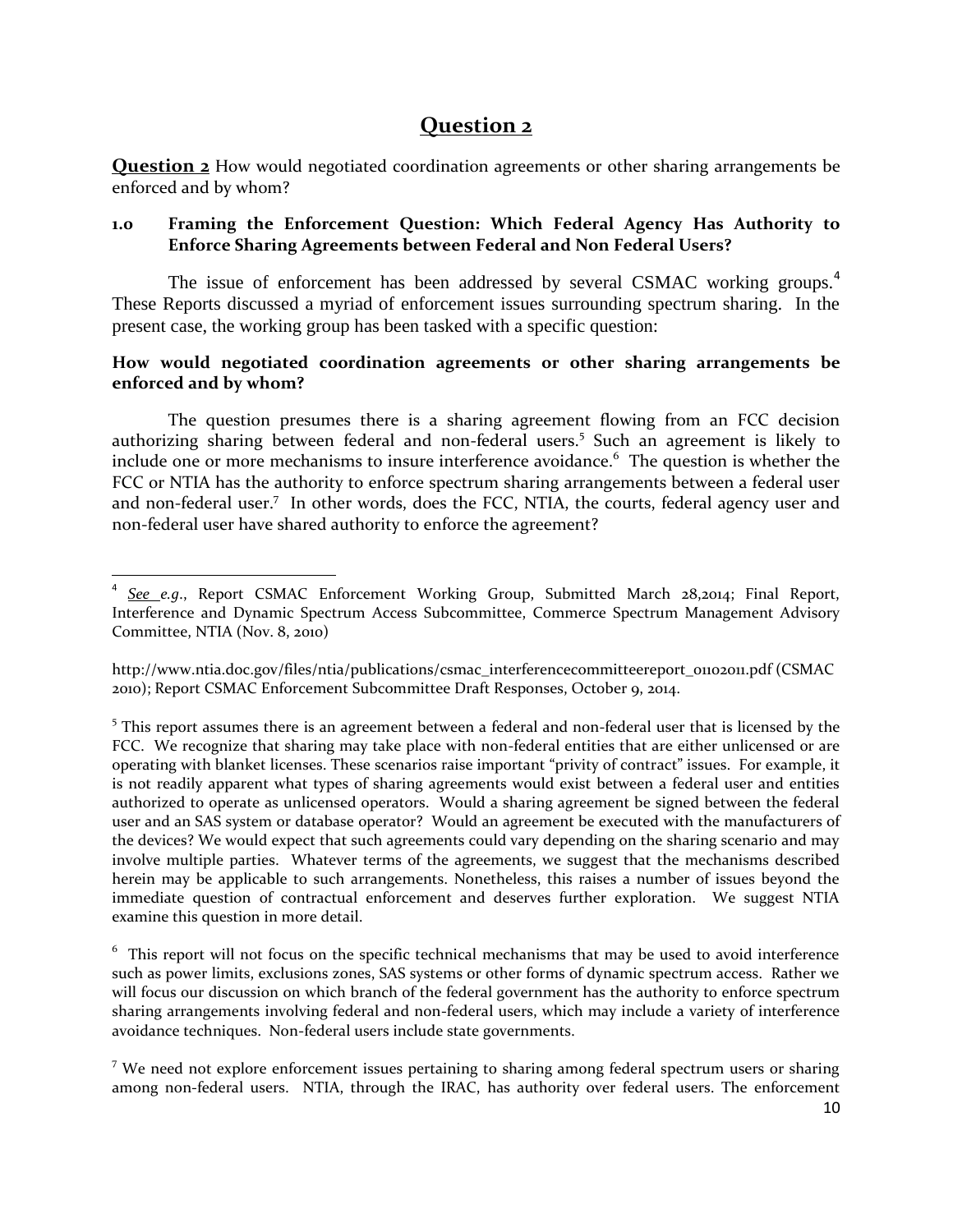# Question 2

**Question 2** How would negotiated coordination agreements or other sharing arrangements be enforced and by whom?

### 1.0 Framing the Enforcement Question: Which Federal Agency Has Authority to Enforce Sharing Agreements between Federal and Non Federal Users?

The issue of enforcement has been addressed by several CSMAC working groups.[4] These Reports discussed a myriad of enforcement issues surrounding spectrum sharing. In the present case, the working group has been tasked with a specific question:

**How would negotiated coordination agreements or other sharing arrangements be enforced and by whom?**

The question presumes there is a sharing agreement flowing from an FCC decision authorizing sharing between federal and non-federal users.[5] Such an agreement is likely to include one or more mechanisms to insure interference avoidance.[6] The question is whether the FCC or NTIA has the authority to enforce spectrum sharing arrangements between a federal user and non-federal user.[7] In other words, does the FCC, NTIA, the courts, federal agency user and non-federal user have shared authority to enforce the agreement?

---

[4] *See e.g.*, Report CSMAC Enforcement Working Group, Submitted March 28,2014; Final Report, Interference and Dynamic Spectrum Access Subcommittee, Commerce Spectrum Management Advisory Committee, NTIA (Nov. 8, 2010)

http://www.ntia.doc.gov/files/ntia/publications/csmac_interferencecommitteereport_01102011.pdf (CSMAC 2010); Report CSMAC Enforcement Subcommittee Draft Responses, October 9, 2014.

[5] This report assumes there is an agreement between a federal and non-federal user that is licensed by the FCC. We recognize that sharing may take place with non-federal entities that are either unlicensed or are operating with blanket licenses. These scenarios raise important "privity of contract" issues. For example, it is not readily apparent what types of sharing agreements would exist between a federal user and entities authorized to operate as unlicensed operators. Would a sharing agreement be signed between the federal user and an SAS system or database operator? Would an agreement be executed with the manufacturers of the devices? We would expect that such agreements could vary depending on the sharing scenario and may involve multiple parties. Whatever terms of the agreements, we suggest that the mechanisms described herein may be applicable to such arrangements. Nonetheless, this raises a number of issues beyond the immediate question of contractual enforcement and deserves further exploration. We suggest NTIA examine this question in more detail.

[6] This report will not focus on the specific technical mechanisms that may be used to avoid interference such as power limits, exclusions zones, SAS systems or other forms of dynamic spectrum access. Rather we will focus our discussion on which branch of the federal government has the authority to enforce spectrum sharing arrangements involving federal and non-federal users, which may include a variety of interference avoidance techniques. Non-federal users include state governments.

[7] We need not explore enforcement issues pertaining to sharing among federal spectrum users or sharing among non-federal users. NTIA, through the IRAC, has authority over federal users. The enforcement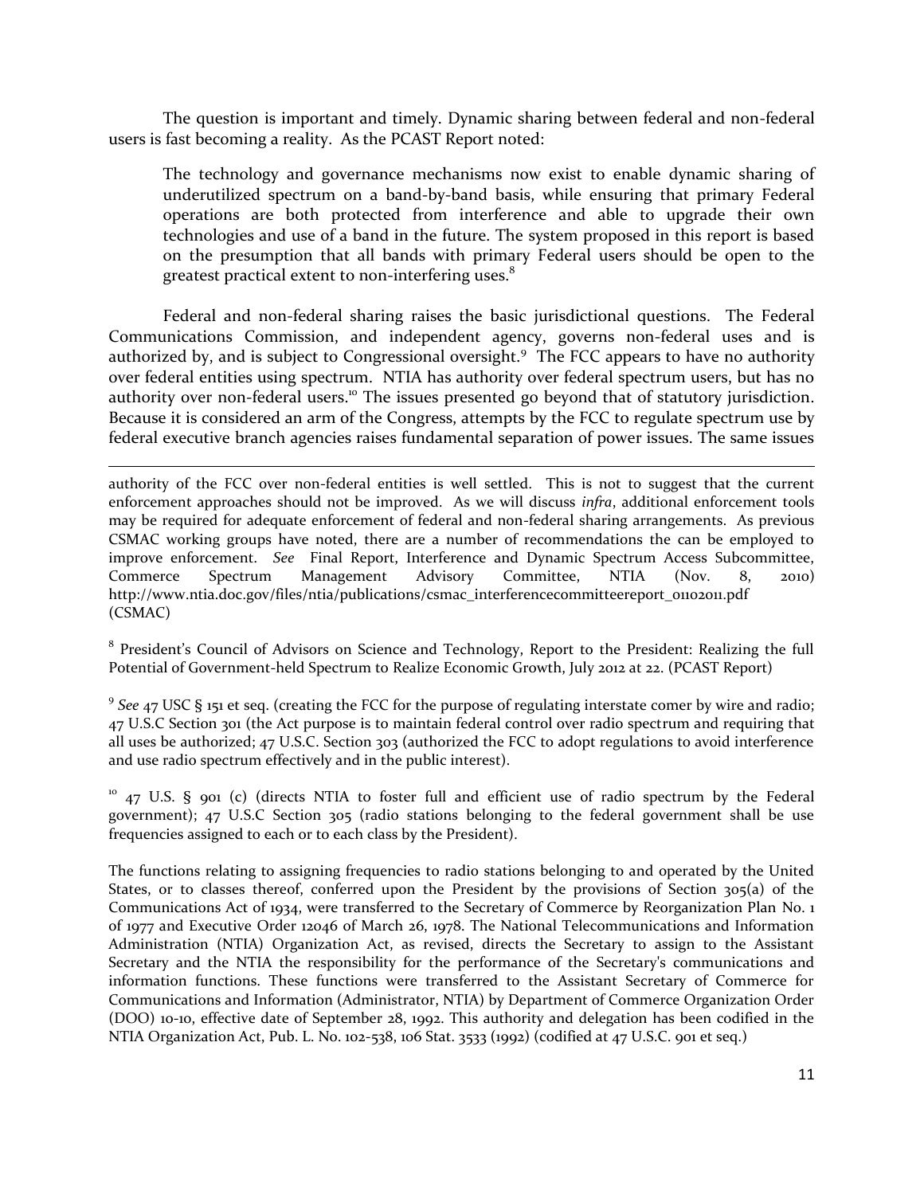The question is important and timely. Dynamic sharing between federal and non-federal users is fast becoming a reality. As the PCAST Report noted:

> The technology and governance mechanisms now exist to enable dynamic sharing of underutilized spectrum on a band-by-band basis, while ensuring that primary Federal operations are both protected from interference and able to upgrade their own technologies and use of a band in the future. The system proposed in this report is based on the presumption that all bands with primary Federal users should be open to the greatest practical extent to non-interfering uses.[8]

Federal and non-federal sharing raises the basic jurisdictional questions. The Federal Communications Commission, and independent agency, governs non-federal uses and is authorized by, and is subject to Congressional oversight.[9] The FCC appears to have no authority over federal entities using spectrum. NTIA has authority over federal spectrum users, but has no authority over non-federal users.[10] The issues presented go beyond that of statutory jurisdiction. Because it is considered an arm of the Congress, attempts by the FCC to regulate spectrum use by federal executive branch agencies raises fundamental separation of power issues. The same issues

---

authority of the FCC over non-federal entities is well settled. This is not to suggest that the current enforcement approaches should not be improved. As we will discuss *infra*, additional enforcement tools may be required for adequate enforcement of federal and non-federal sharing arrangements. As previous CSMAC working groups have noted, there are a number of recommendations the can be employed to improve enforcement. *See* Final Report, Interference and Dynamic Spectrum Access Subcommittee, Commerce Spectrum Management Advisory Committee, NTIA (Nov. 8, 2010) http://www.ntia.doc.gov/files/ntia/publications/csmac_interferencecommitteereport_01102011.pdf (CSMAC)

[8] President's Council of Advisors on Science and Technology, Report to the President: Realizing the full Potential of Government-held Spectrum to Realize Economic Growth, July 2012 at 22. (PCAST Report)

[9] *See* 47 USC § 151 et seq. (creating the FCC for the purpose of regulating interstate comer by wire and radio; 47 U.S.C Section 301 (the Act purpose is to maintain federal control over radio spectrum and requiring that all uses be authorized; 47 U.S.C. Section 303 (authorized the FCC to adopt regulations to avoid interference and use radio spectrum effectively and in the public interest).

[10] 47 U.S. § 901 (c) (directs NTIA to foster full and efficient use of radio spectrum by the Federal government); 47 U.S.C Section 305 (radio stations belonging to the federal government shall be use frequencies assigned to each or to each class by the President).

The functions relating to assigning frequencies to radio stations belonging to and operated by the United States, or to classes thereof, conferred upon the President by the provisions of Section 305(a) of the Communications Act of 1934, were transferred to the Secretary of Commerce by Reorganization Plan No. 1 of 1977 and Executive Order 12046 of March 26, 1978. The National Telecommunications and Information Administration (NTIA) Organization Act, as revised, directs the Secretary to assign to the Assistant Secretary and the NTIA the responsibility for the performance of the Secretary's communications and information functions. These functions were transferred to the Assistant Secretary of Commerce for Communications and Information (Administrator, NTIA) by Department of Commerce Organization Order (DOO) 10-10, effective date of September 28, 1992. This authority and delegation has been codified in the NTIA Organization Act, Pub. L. No. 102-538, 106 Stat. 3533 (1992) (codified at 47 U.S.C. 901 et seq.)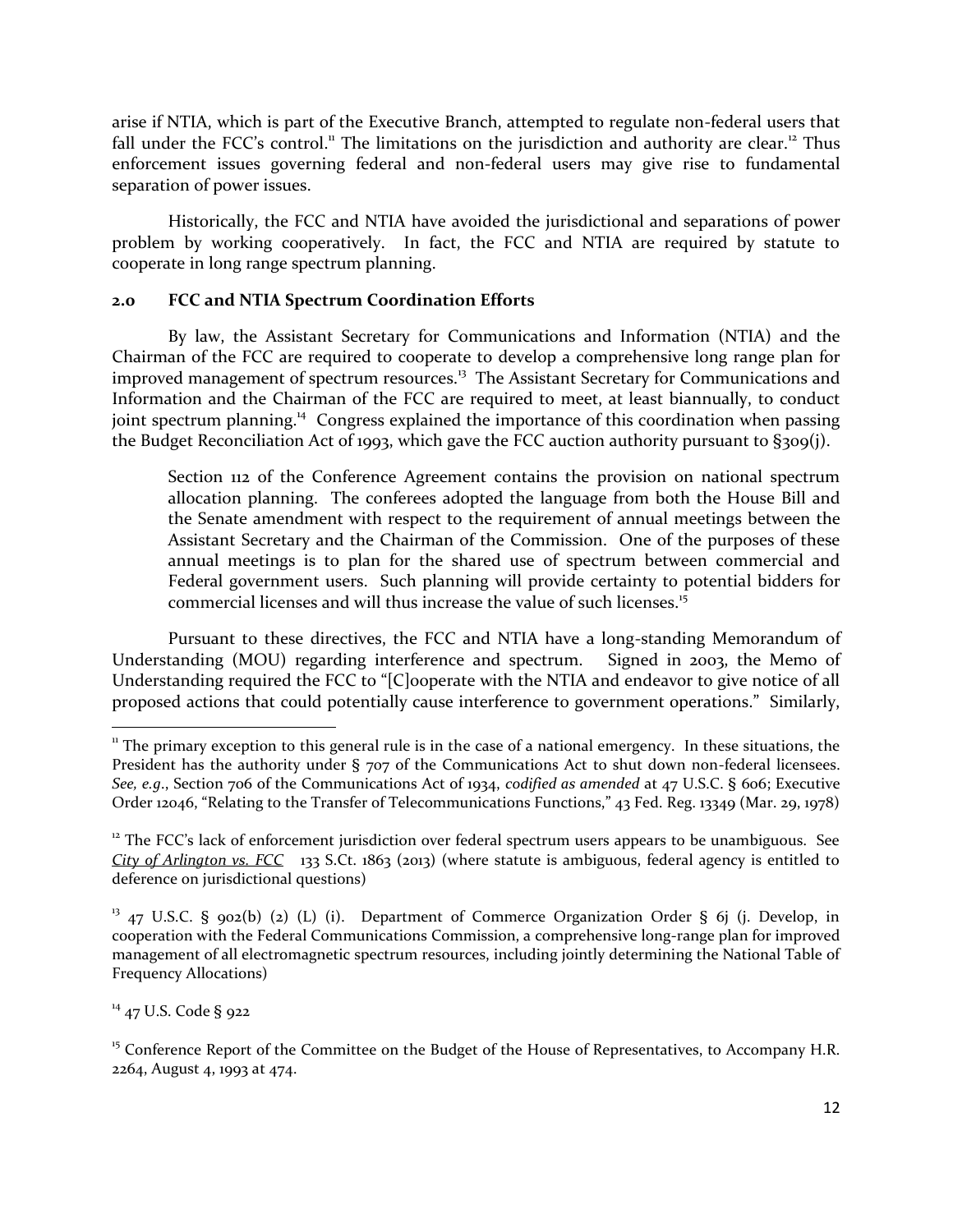arise if NTIA, which is part of the Executive Branch, attempted to regulate non-federal users that fall under the FCC's control.[11] The limitations on the jurisdiction and authority are clear.[12] Thus enforcement issues governing federal and non-federal users may give rise to fundamental separation of power issues.

Historically, the FCC and NTIA have avoided the jurisdictional and separations of power problem by working cooperatively. In fact, the FCC and NTIA are required by statute to cooperate in long range spectrum planning.

## 2.0 FCC and NTIA Spectrum Coordination Efforts

By law, the Assistant Secretary for Communications and Information (NTIA) and the Chairman of the FCC are required to cooperate to develop a comprehensive long range plan for improved management of spectrum resources.[13] The Assistant Secretary for Communications and Information and the Chairman of the FCC are required to meet, at least biannually, to conduct joint spectrum planning.[14] Congress explained the importance of this coordination when passing the Budget Reconciliation Act of 1993, which gave the FCC auction authority pursuant to §309(j).

> Section 112 of the Conference Agreement contains the provision on national spectrum allocation planning. The conferees adopted the language from both the House Bill and the Senate amendment with respect to the requirement of annual meetings between the Assistant Secretary and the Chairman of the Commission. One of the purposes of these annual meetings is to plan for the shared use of spectrum between commercial and Federal government users. Such planning will provide certainty to potential bidders for commercial licenses and will thus increase the value of such licenses.[15]

Pursuant to these directives, the FCC and NTIA have a long-standing Memorandum of Understanding (MOU) regarding interference and spectrum. Signed in 2003, the Memo of Understanding required the FCC to "[C]ooperate with the NTIA and endeavor to give notice of all proposed actions that could potentially cause interference to government operations." Similarly,

---

[11] The primary exception to this general rule is in the case of a national emergency. In these situations, the President has the authority under § 707 of the Communications Act to shut down non-federal licensees. *See, e.g*., Section 706 of the Communications Act of 1934, *codified as amended* at 47 U.S.C. § 606; Executive Order 12046, "Relating to the Transfer of Telecommunications Functions," 43 Fed. Reg. 13349 (Mar. 29, 1978)

[12] The FCC's lack of enforcement jurisdiction over federal spectrum users appears to be unambiguous. See *City of Arlington vs. FCC* 133 S.Ct. 1863 (2013) (where statute is ambiguous, federal agency is entitled to deference on jurisdictional questions)

[13] 47 U.S.C. § 902(b) (2) (L) (i). Department of Commerce Organization Order § 6j (j. Develop, in cooperation with the Federal Communications Commission, a comprehensive long-range plan for improved management of all electromagnetic spectrum resources, including jointly determining the National Table of Frequency Allocations)

[14] 47 U.S. Code § 922

[15] Conference Report of the Committee on the Budget of the House of Representatives, to Accompany H.R. 2264, August 4, 1993 at 474.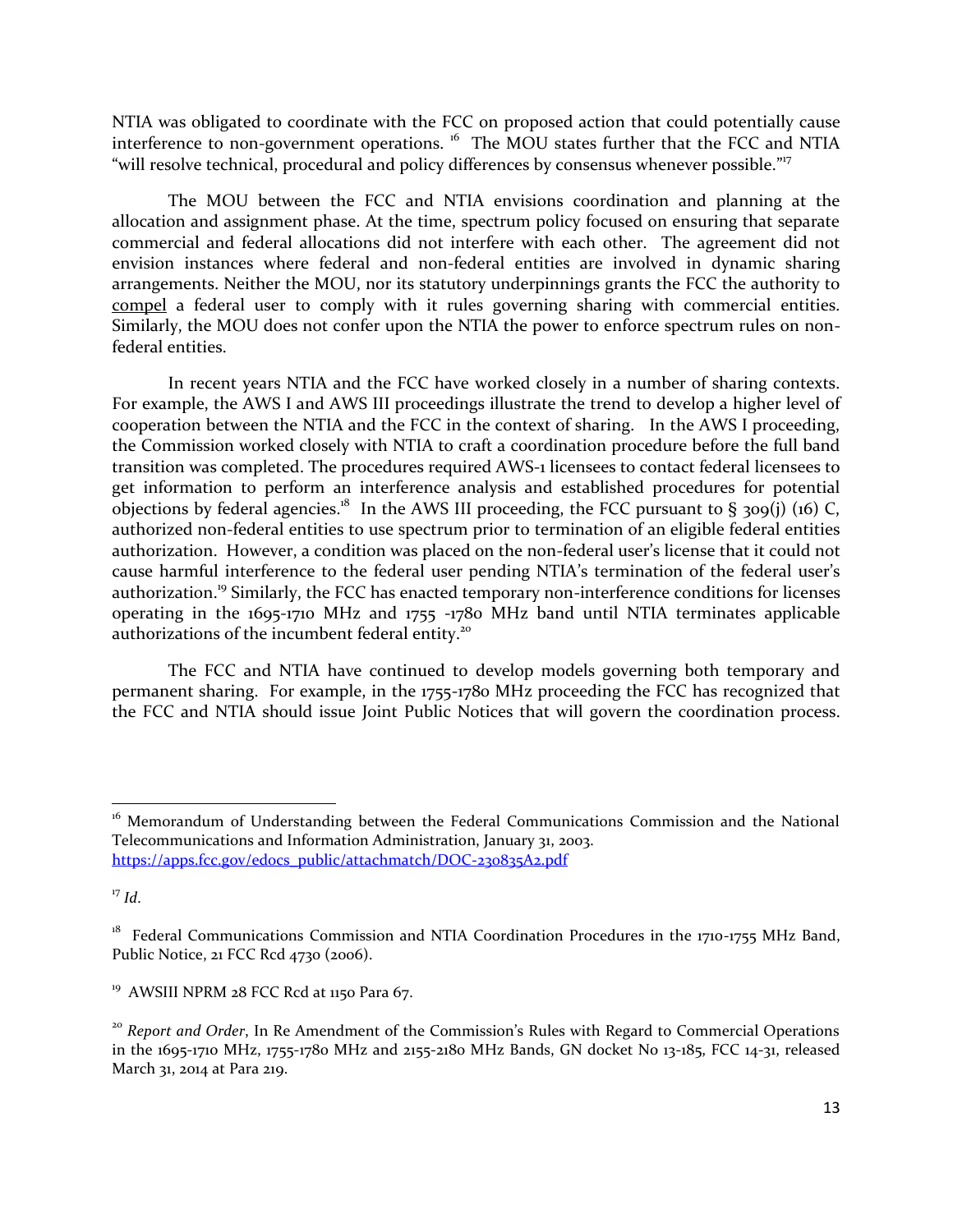NTIA was obligated to coordinate with the FCC on proposed action that could potentially cause interference to non-government operations. [16] The MOU states further that the FCC and NTIA "will resolve technical, procedural and policy differences by consensus whenever possible."[17]

The MOU between the FCC and NTIA envisions coordination and planning at the allocation and assignment phase. At the time, spectrum policy focused on ensuring that separate commercial and federal allocations did not interfere with each other. The agreement did not envision instances where federal and non-federal entities are involved in dynamic sharing arrangements. Neither the MOU, nor its statutory underpinnings grants the FCC the authority to compel a federal user to comply with it rules governing sharing with commercial entities. Similarly, the MOU does not confer upon the NTIA the power to enforce spectrum rules on non-federal entities.

In recent years NTIA and the FCC have worked closely in a number of sharing contexts. For example, the AWS I and AWS III proceedings illustrate the trend to develop a higher level of cooperation between the NTIA and the FCC in the context of sharing. In the AWS I proceeding, the Commission worked closely with NTIA to craft a coordination procedure before the full band transition was completed. The procedures required AWS-1 licensees to contact federal licensees to get information to perform an interference analysis and established procedures for potential objections by federal agencies.[18] In the AWS III proceeding, the FCC pursuant to § 309(j) (16) C, authorized non-federal entities to use spectrum prior to termination of an eligible federal entities authorization. However, a condition was placed on the non-federal user's license that it could not cause harmful interference to the federal user pending NTIA's termination of the federal user's authorization.[19] Similarly, the FCC has enacted temporary non-interference conditions for licenses operating in the 1695-1710 MHz and 1755 -1780 MHz band until NTIA terminates applicable authorizations of the incumbent federal entity.[20]

The FCC and NTIA have continued to develop models governing both temporary and permanent sharing. For example, in the 1755-1780 MHz proceeding the FCC has recognized that the FCC and NTIA should issue Joint Public Notices that will govern the coordination process.

---

[16] Memorandum of Understanding between the Federal Communications Commission and the National Telecommunications and Information Administration, January 31, 2003. https://apps.fcc.gov/edocs_public/attachmatch/DOC-230835A2.pdf

[17] *Id*.

[18] Federal Communications Commission and NTIA Coordination Procedures in the 1710-1755 MHz Band, Public Notice, 21 FCC Rcd 4730 (2006).

[19] AWSIII NPRM 28 FCC Rcd at 1150 Para 67.

[20] *Report and Order*, In Re Amendment of the Commission's Rules with Regard to Commercial Operations in the 1695-1710 MHz, 1755-1780 MHz and 2155-2180 MHz Bands, GN docket No 13-185, FCC 14-31, released March 31, 2014 at Para 219.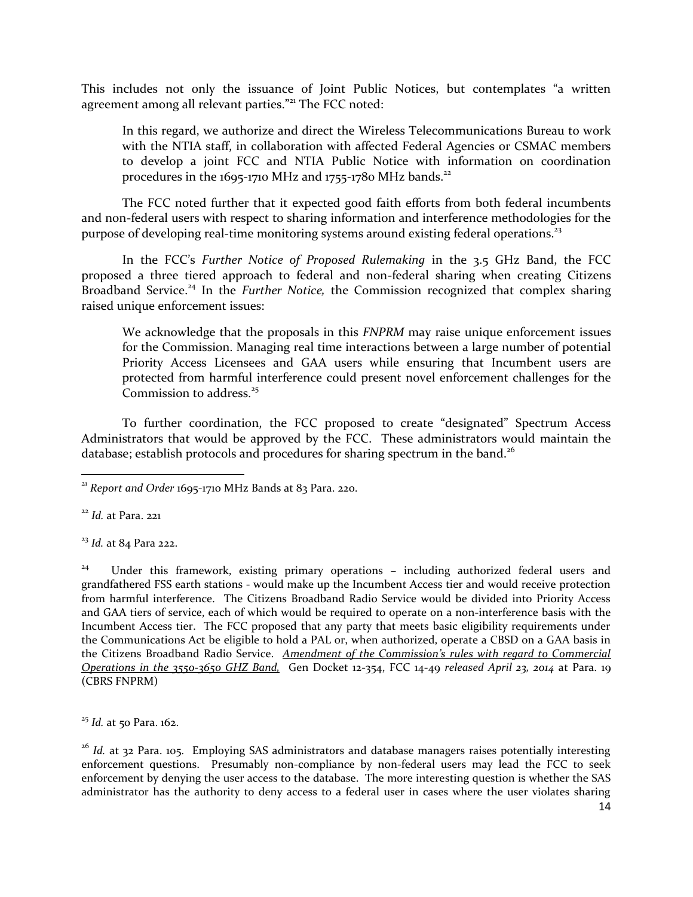This includes not only the issuance of Joint Public Notices, but contemplates "a written agreement among all relevant parties."[21] The FCC noted:

> In this regard, we authorize and direct the Wireless Telecommunications Bureau to work with the NTIA staff, in collaboration with affected Federal Agencies or CSMAC members to develop a joint FCC and NTIA Public Notice with information on coordination procedures in the 1695-1710 MHz and 1755-1780 MHz bands.[22]

The FCC noted further that it expected good faith efforts from both federal incumbents and non-federal users with respect to sharing information and interference methodologies for the purpose of developing real-time monitoring systems around existing federal operations.[23]

In the FCC's *Further Notice of Proposed Rulemaking* in the 3.5 GHz Band, the FCC proposed a three tiered approach to federal and non-federal sharing when creating Citizens Broadband Service.[24] In the *Further Notice,* the Commission recognized that complex sharing raised unique enforcement issues:

> We acknowledge that the proposals in this *FNPRM* may raise unique enforcement issues for the Commission. Managing real time interactions between a large number of potential Priority Access Licensees and GAA users while ensuring that Incumbent users are protected from harmful interference could present novel enforcement challenges for the Commission to address.[25]

To further coordination, the FCC proposed to create "designated" Spectrum Access Administrators that would be approved by the FCC. These administrators would maintain the database; establish protocols and procedures for sharing spectrum in the band.[26]

---

[21] *Report and Order* 1695-1710 MHz Bands at 83 Para. 220.

[22] *Id.* at Para. 221

[23] *Id.* at 84 Para 222.

[24] Under this framework, existing primary operations – including authorized federal users and grandfathered FSS earth stations - would make up the Incumbent Access tier and would receive protection from harmful interference. The Citizens Broadband Radio Service would be divided into Priority Access and GAA tiers of service, each of which would be required to operate on a non-interference basis with the Incumbent Access tier. The FCC proposed that any party that meets basic eligibility requirements under the Communications Act be eligible to hold a PAL or, when authorized, operate a CBSD on a GAA basis in the Citizens Broadband Radio Service. *Amendment of the Commission's rules with regard to Commercial Operations in the 3550-3650 GHZ Band,* Gen Docket 12-354, FCC 14-49 *released April 23, 2014* at Para. 19 (CBRS FNPRM)

[25] *Id.* at 50 Para. 162.

[26] *Id.* at 32 Para. 105. Employing SAS administrators and database managers raises potentially interesting enforcement questions. Presumably non-compliance by non-federal users may lead the FCC to seek enforcement by denying the user access to the database. The more interesting question is whether the SAS administrator has the authority to deny access to a federal user in cases where the user violates sharing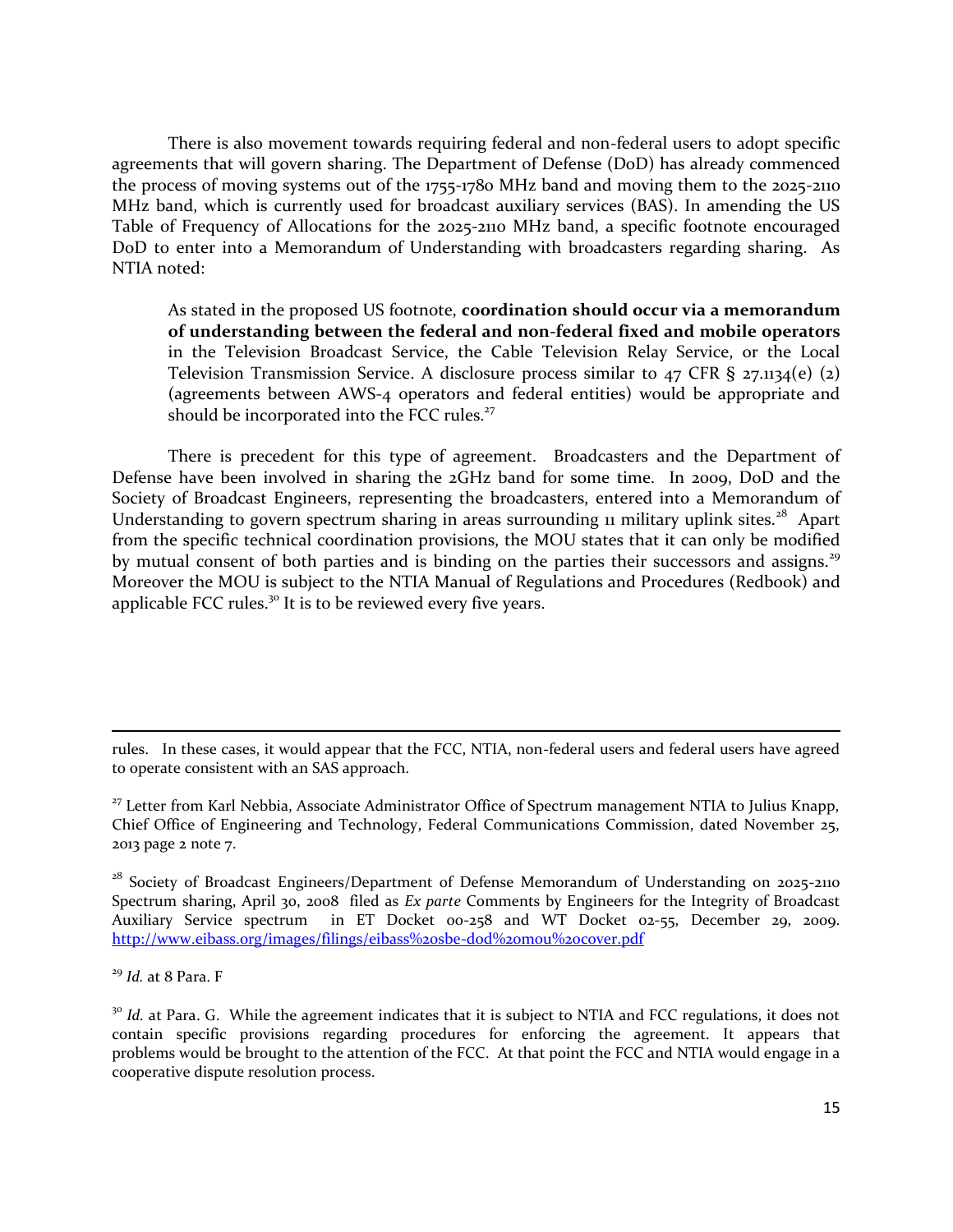There is also movement towards requiring federal and non-federal users to adopt specific agreements that will govern sharing. The Department of Defense (DoD) has already commenced the process of moving systems out of the 1755-1780 MHz band and moving them to the 2025-2110 MHz band, which is currently used for broadcast auxiliary services (BAS). In amending the US Table of Frequency of Allocations for the 2025-2110 MHz band, a specific footnote encouraged DoD to enter into a Memorandum of Understanding with broadcasters regarding sharing. As NTIA noted:

> As stated in the proposed US footnote, **coordination should occur via a memorandum of understanding between the federal and non-federal fixed and mobile operators** in the Television Broadcast Service, the Cable Television Relay Service, or the Local Television Transmission Service. A disclosure process similar to 47 CFR § 27.1134(e) (2) (agreements between AWS-4 operators and federal entities) would be appropriate and should be incorporated into the FCC rules.[27]

There is precedent for this type of agreement. Broadcasters and the Department of Defense have been involved in sharing the 2GHz band for some time. In 2009, DoD and the Society of Broadcast Engineers, representing the broadcasters, entered into a Memorandum of Understanding to govern spectrum sharing in areas surrounding 11 military uplink sites.[28] Apart from the specific technical coordination provisions, the MOU states that it can only be modified by mutual consent of both parties and is binding on the parties their successors and assigns.[29] Moreover the MOU is subject to the NTIA Manual of Regulations and Procedures (Redbook) and applicable FCC rules.[30] It is to be reviewed every five years.

---

rules. In these cases, it would appear that the FCC, NTIA, non-federal users and federal users have agreed to operate consistent with an SAS approach.

[27] Letter from Karl Nebbia, Associate Administrator Office of Spectrum management NTIA to Julius Knapp, Chief Office of Engineering and Technology, Federal Communications Commission, dated November 25, 2013 page 2 note 7.

[28] Society of Broadcast Engineers/Department of Defense Memorandum of Understanding on 2025-2110 Spectrum sharing, April 30, 2008 filed as *Ex parte* Comments by Engineers for the Integrity of Broadcast Auxiliary Service spectrum in ET Docket 00-258 and WT Docket 02-55, December 29, 2009. http://www.eibass.org/images/filings/eibass%20sbe-dod%20mou%20cover.pdf

[29] *Id.* at 8 Para. F

[30] *Id.* at Para. G. While the agreement indicates that it is subject to NTIA and FCC regulations, it does not contain specific provisions regarding procedures for enforcing the agreement. It appears that problems would be brought to the attention of the FCC. At that point the FCC and NTIA would engage in a cooperative dispute resolution process.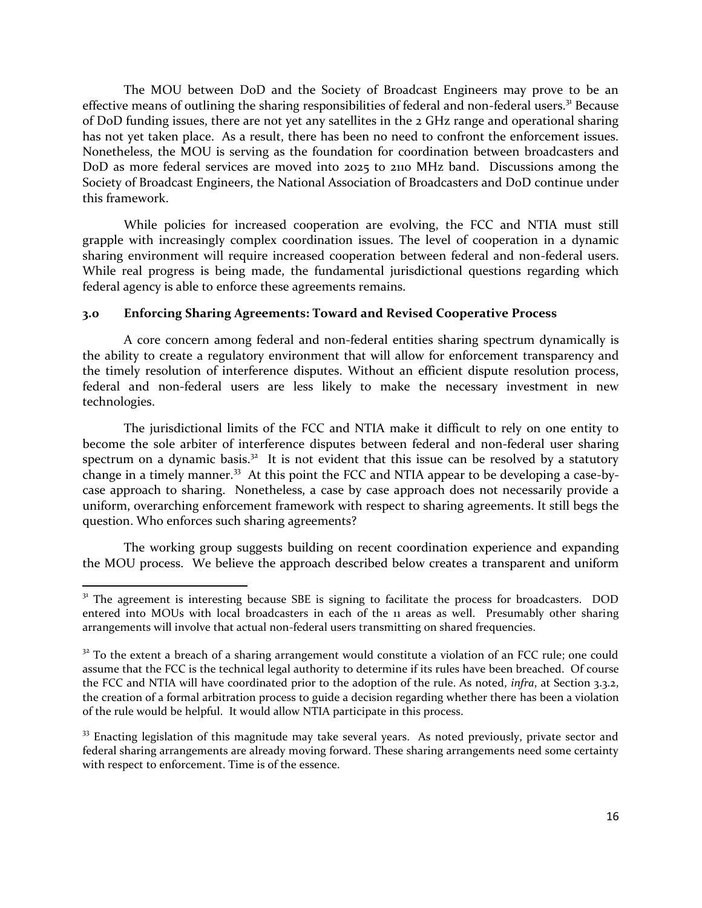The MOU between DoD and the Society of Broadcast Engineers may prove to be an effective means of outlining the sharing responsibilities of federal and non-federal users.[31] Because of DoD funding issues, there are not yet any satellites in the 2 GHz range and operational sharing has not yet taken place. As a result, there has been no need to confront the enforcement issues. Nonetheless, the MOU is serving as the foundation for coordination between broadcasters and DoD as more federal services are moved into 2025 to 2110 MHz band. Discussions among the Society of Broadcast Engineers, the National Association of Broadcasters and DoD continue under this framework.

While policies for increased cooperation are evolving, the FCC and NTIA must still grapple with increasingly complex coordination issues. The level of cooperation in a dynamic sharing environment will require increased cooperation between federal and non-federal users. While real progress is being made, the fundamental jurisdictional questions regarding which federal agency is able to enforce these agreements remains.

## 3.0 Enforcing Sharing Agreements: Toward and Revised Cooperative Process

A core concern among federal and non-federal entities sharing spectrum dynamically is the ability to create a regulatory environment that will allow for enforcement transparency and the timely resolution of interference disputes. Without an efficient dispute resolution process, federal and non-federal users are less likely to make the necessary investment in new technologies.

The jurisdictional limits of the FCC and NTIA make it difficult to rely on one entity to become the sole arbiter of interference disputes between federal and non-federal user sharing spectrum on a dynamic basis.[32] It is not evident that this issue can be resolved by a statutory change in a timely manner.[33] At this point the FCC and NTIA appear to be developing a case-by-case approach to sharing. Nonetheless, a case by case approach does not necessarily provide a uniform, overarching enforcement framework with respect to sharing agreements. It still begs the question. Who enforces such sharing agreements?

The working group suggests building on recent coordination experience and expanding the MOU process. We believe the approach described below creates a transparent and uniform

---

[31] The agreement is interesting because SBE is signing to facilitate the process for broadcasters. DOD entered into MOUs with local broadcasters in each of the 11 areas as well. Presumably other sharing arrangements will involve that actual non-federal users transmitting on shared frequencies.

[32] To the extent a breach of a sharing arrangement would constitute a violation of an FCC rule; one could assume that the FCC is the technical legal authority to determine if its rules have been breached. Of course the FCC and NTIA will have coordinated prior to the adoption of the rule. As noted, *infra*, at Section 3.3.2, the creation of a formal arbitration process to guide a decision regarding whether there has been a violation of the rule would be helpful. It would allow NTIA participate in this process.

[33] Enacting legislation of this magnitude may take several years. As noted previously, private sector and federal sharing arrangements are already moving forward. These sharing arrangements need some certainty with respect to enforcement. Time is of the essence.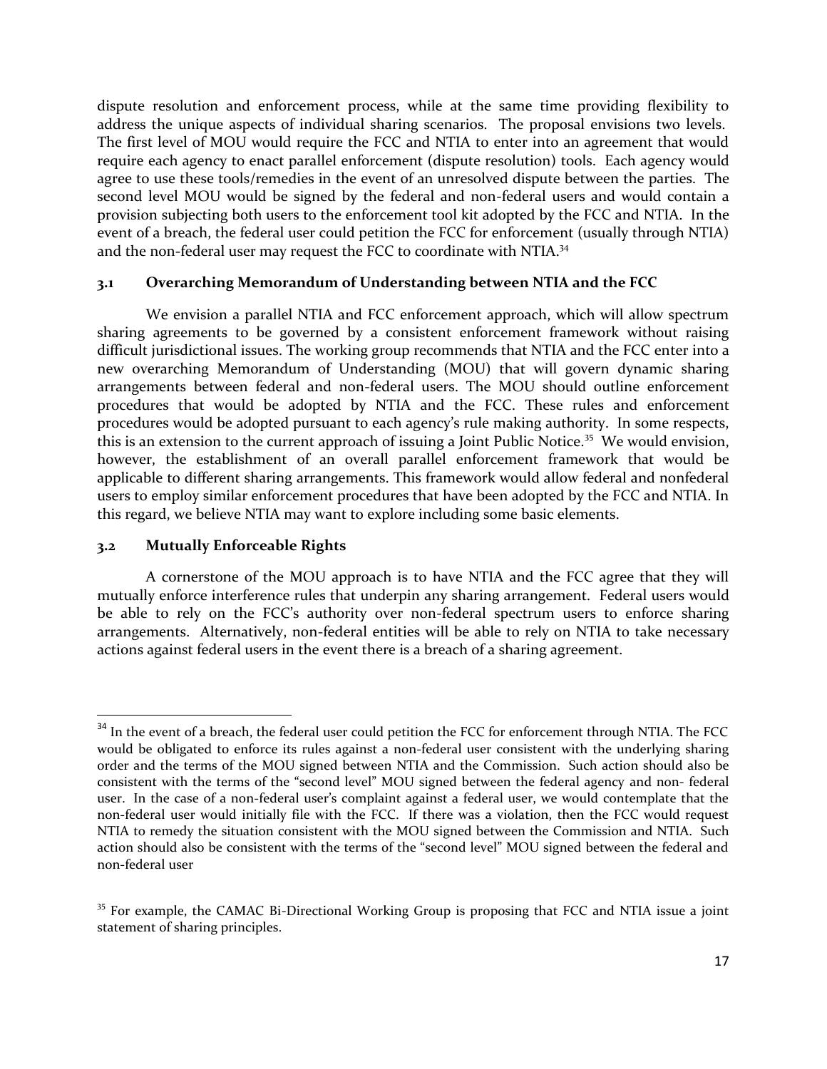dispute resolution and enforcement process, while at the same time providing flexibility to address the unique aspects of individual sharing scenarios. The proposal envisions two levels. The first level of MOU would require the FCC and NTIA to enter into an agreement that would require each agency to enact parallel enforcement (dispute resolution) tools. Each agency would agree to use these tools/remedies in the event of an unresolved dispute between the parties. The second level MOU would be signed by the federal and non-federal users and would contain a provision subjecting both users to the enforcement tool kit adopted by the FCC and NTIA. In the event of a breach, the federal user could petition the FCC for enforcement (usually through NTIA) and the non-federal user may request the FCC to coordinate with NTIA.[34]

### 3.1 Overarching Memorandum of Understanding between NTIA and the FCC

We envision a parallel NTIA and FCC enforcement approach, which will allow spectrum sharing agreements to be governed by a consistent enforcement framework without raising difficult jurisdictional issues. The working group recommends that NTIA and the FCC enter into a new overarching Memorandum of Understanding (MOU) that will govern dynamic sharing arrangements between federal and non-federal users. The MOU should outline enforcement procedures that would be adopted by NTIA and the FCC. These rules and enforcement procedures would be adopted pursuant to each agency's rule making authority. In some respects, this is an extension to the current approach of issuing a Joint Public Notice.[35] We would envision, however, the establishment of an overall parallel enforcement framework that would be applicable to different sharing arrangements. This framework would allow federal and nonfederal users to employ similar enforcement procedures that have been adopted by the FCC and NTIA. In this regard, we believe NTIA may want to explore including some basic elements.

### 3.2 Mutually Enforceable Rights

A cornerstone of the MOU approach is to have NTIA and the FCC agree that they will mutually enforce interference rules that underpin any sharing arrangement. Federal users would be able to rely on the FCC's authority over non-federal spectrum users to enforce sharing arrangements. Alternatively, non-federal entities will be able to rely on NTIA to take necessary actions against federal users in the event there is a breach of a sharing agreement.

---

[34] In the event of a breach, the federal user could petition the FCC for enforcement through NTIA. The FCC would be obligated to enforce its rules against a non-federal user consistent with the underlying sharing order and the terms of the MOU signed between NTIA and the Commission. Such action should also be consistent with the terms of the "second level" MOU signed between the federal agency and non- federal user. In the case of a non-federal user's complaint against a federal user, we would contemplate that the non-federal user would initially file with the FCC. If there was a violation, then the FCC would request NTIA to remedy the situation consistent with the MOU signed between the Commission and NTIA. Such action should also be consistent with the terms of the "second level" MOU signed between the federal and non-federal user

[35] For example, the CAMAC Bi-Directional Working Group is proposing that FCC and NTIA issue a joint statement of sharing principles.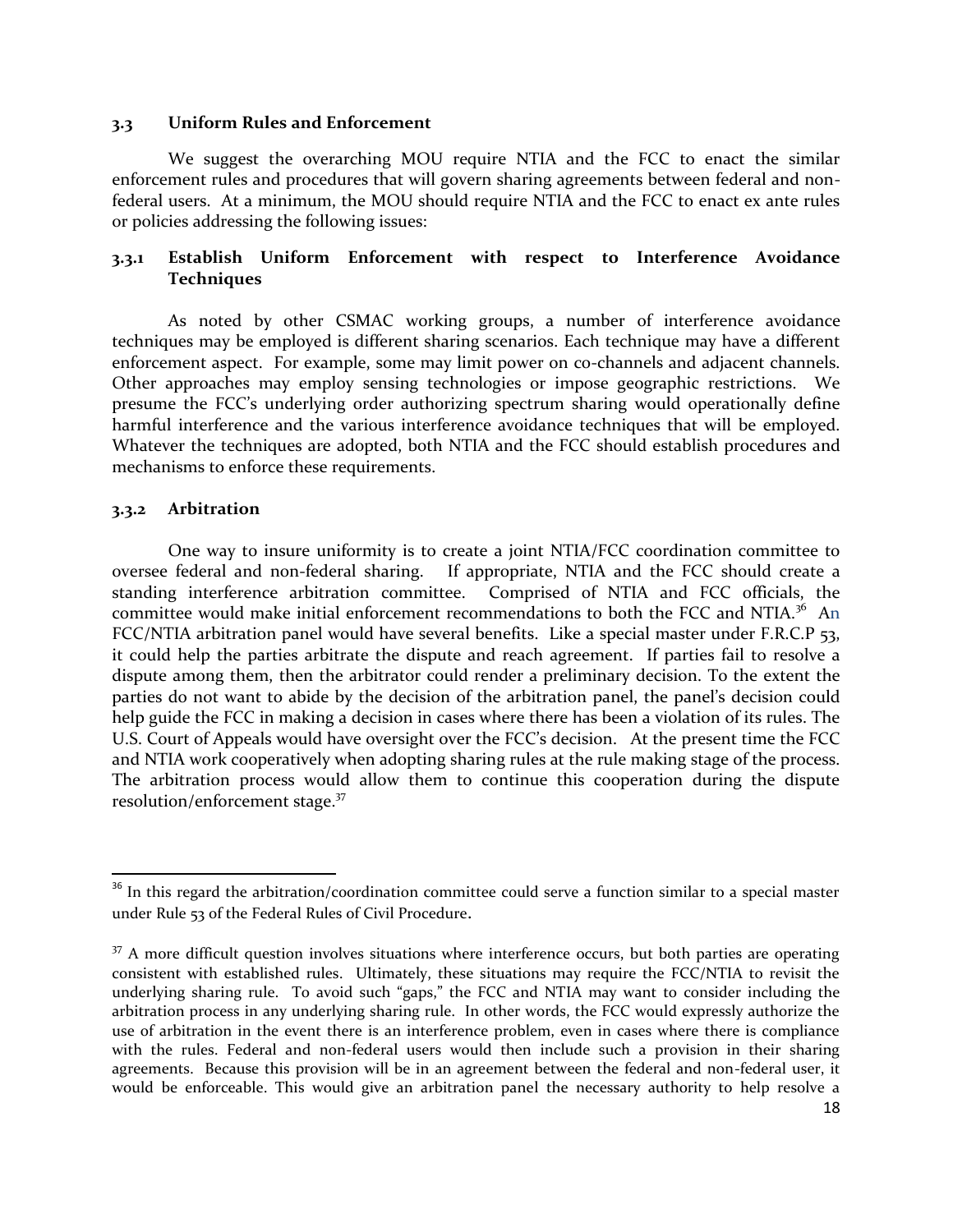### 3.3 Uniform Rules and Enforcement

We suggest the overarching MOU require NTIA and the FCC to enact the similar enforcement rules and procedures that will govern sharing agreements between federal and non-federal users. At a minimum, the MOU should require NTIA and the FCC to enact ex ante rules or policies addressing the following issues:

#### 3.3.1 Establish Uniform Enforcement with respect to Interference Avoidance Techniques

As noted by other CSMAC working groups, a number of interference avoidance techniques may be employed is different sharing scenarios. Each technique may have a different enforcement aspect. For example, some may limit power on co-channels and adjacent channels. Other approaches may employ sensing technologies or impose geographic restrictions. We presume the FCC's underlying order authorizing spectrum sharing would operationally define harmful interference and the various interference avoidance techniques that will be employed. Whatever the techniques are adopted, both NTIA and the FCC should establish procedures and mechanisms to enforce these requirements.

#### 3.3.2 Arbitration

One way to insure uniformity is to create a joint NTIA/FCC coordination committee to oversee federal and non-federal sharing. If appropriate, NTIA and the FCC should create a standing interference arbitration committee. Comprised of NTIA and FCC officials, the committee would make initial enforcement recommendations to both the FCC and NTIA.[36] An FCC/NTIA arbitration panel would have several benefits. Like a special master under F.R.C.P 53, it could help the parties arbitrate the dispute and reach agreement. If parties fail to resolve a dispute among them, then the arbitrator could render a preliminary decision. To the extent the parties do not want to abide by the decision of the arbitration panel, the panel's decision could help guide the FCC in making a decision in cases where there has been a violation of its rules. The U.S. Court of Appeals would have oversight over the FCC's decision. At the present time the FCC and NTIA work cooperatively when adopting sharing rules at the rule making stage of the process. The arbitration process would allow them to continue this cooperation during the dispute resolution/enforcement stage.[37]

---

[36] In this regard the arbitration/coordination committee could serve a function similar to a special master under Rule 53 of the Federal Rules of Civil Procedure.

[37] A more difficult question involves situations where interference occurs, but both parties are operating consistent with established rules. Ultimately, these situations may require the FCC/NTIA to revisit the underlying sharing rule. To avoid such "gaps," the FCC and NTIA may want to consider including the arbitration process in any underlying sharing rule. In other words, the FCC would expressly authorize the use of arbitration in the event there is an interference problem, even in cases where there is compliance with the rules. Federal and non-federal users would then include such a provision in their sharing agreements. Because this provision will be in an agreement between the federal and non-federal user, it would be enforceable. This would give an arbitration panel the necessary authority to help resolve a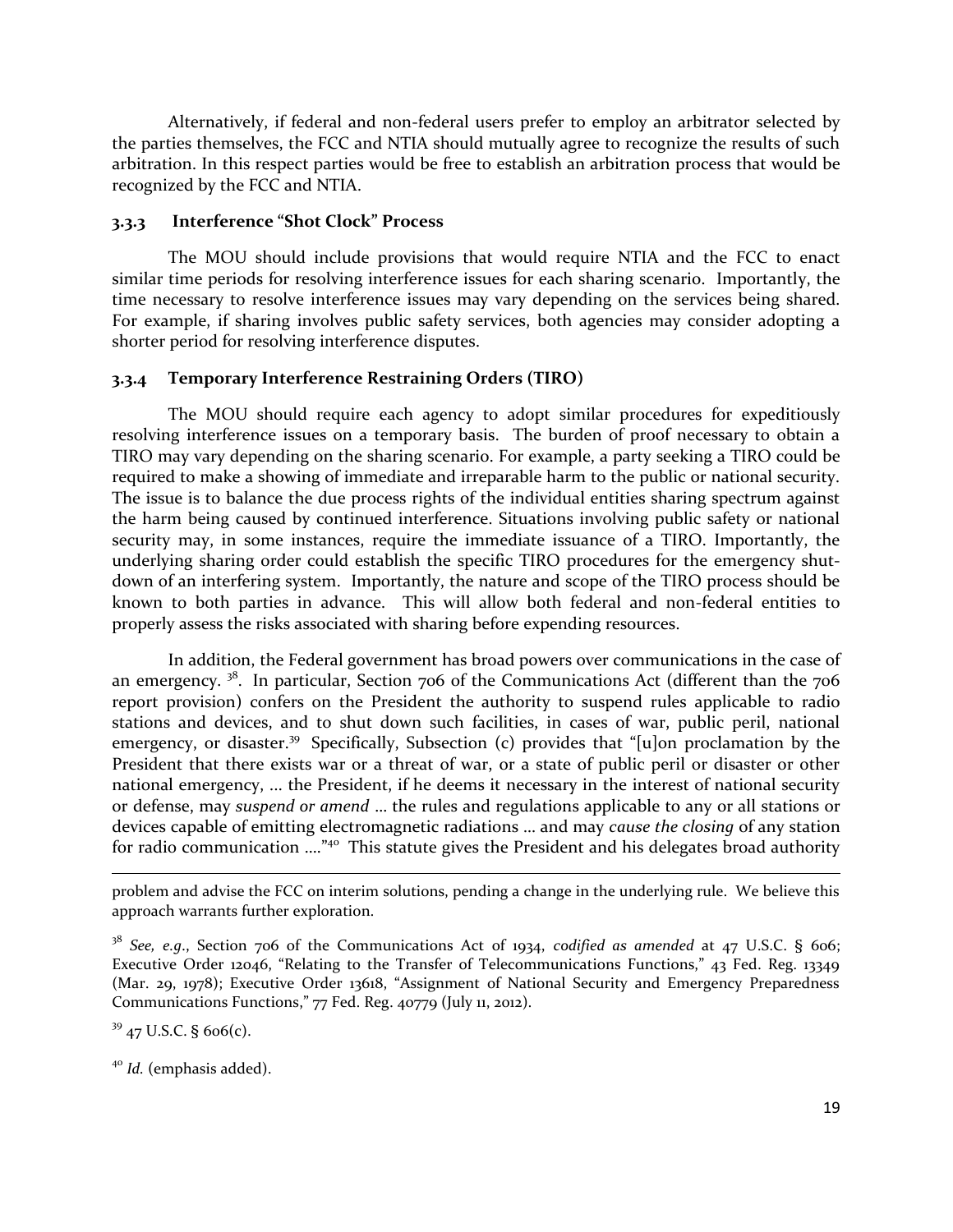Alternatively, if federal and non-federal users prefer to employ an arbitrator selected by the parties themselves, the FCC and NTIA should mutually agree to recognize the results of such arbitration. In this respect parties would be free to establish an arbitration process that would be recognized by the FCC and NTIA.

### 3.3.3 Interference "Shot Clock" Process

The MOU should include provisions that would require NTIA and the FCC to enact similar time periods for resolving interference issues for each sharing scenario. Importantly, the time necessary to resolve interference issues may vary depending on the services being shared. For example, if sharing involves public safety services, both agencies may consider adopting a shorter period for resolving interference disputes.

### 3.3.4 Temporary Interference Restraining Orders (TIRO)

The MOU should require each agency to adopt similar procedures for expeditiously resolving interference issues on a temporary basis. The burden of proof necessary to obtain a TIRO may vary depending on the sharing scenario. For example, a party seeking a TIRO could be required to make a showing of immediate and irreparable harm to the public or national security. The issue is to balance the due process rights of the individual entities sharing spectrum against the harm being caused by continued interference. Situations involving public safety or national security may, in some instances, require the immediate issuance of a TIRO. Importantly, the underlying sharing order could establish the specific TIRO procedures for the emergency shut-down of an interfering system. Importantly, the nature and scope of the TIRO process should be known to both parties in advance. This will allow both federal and non-federal entities to properly assess the risks associated with sharing before expending resources.

In addition, the Federal government has broad powers over communications in the case of an emergency. [38]. In particular, Section 706 of the Communications Act (different than the 706 report provision) confers on the President the authority to suspend rules applicable to radio stations and devices, and to shut down such facilities, in cases of war, public peril, national emergency, or disaster.[39] Specifically, Subsection (c) provides that "[u]pon proclamation by the President that there exists war or a threat of war, or a state of public peril or disaster or other national emergency, ... the President, if he deems it necessary in the interest of national security or defense, may *suspend or amend* ... the rules and regulations applicable to any or all stations or devices capable of emitting electromagnetic radiations ... and may *cause the closing* of any station for radio communication ...."[40] This statute gives the President and his delegates broad authority

---

problem and advise the FCC on interim solutions, pending a change in the underlying rule. We believe this approach warrants further exploration.

[38] *See, e.g.*, Section 706 of the Communications Act of 1934, *codified as amended* at 47 U.S.C. § 606; Executive Order 12046, "Relating to the Transfer of Telecommunications Functions," 43 Fed. Reg. 13349 (Mar. 29, 1978); Executive Order 13618, "Assignment of National Security and Emergency Preparedness Communications Functions," 77 Fed. Reg. 40779 (July 11, 2012).

[39] 47 U.S.C. § 606(c).

[40] *Id.* (emphasis added).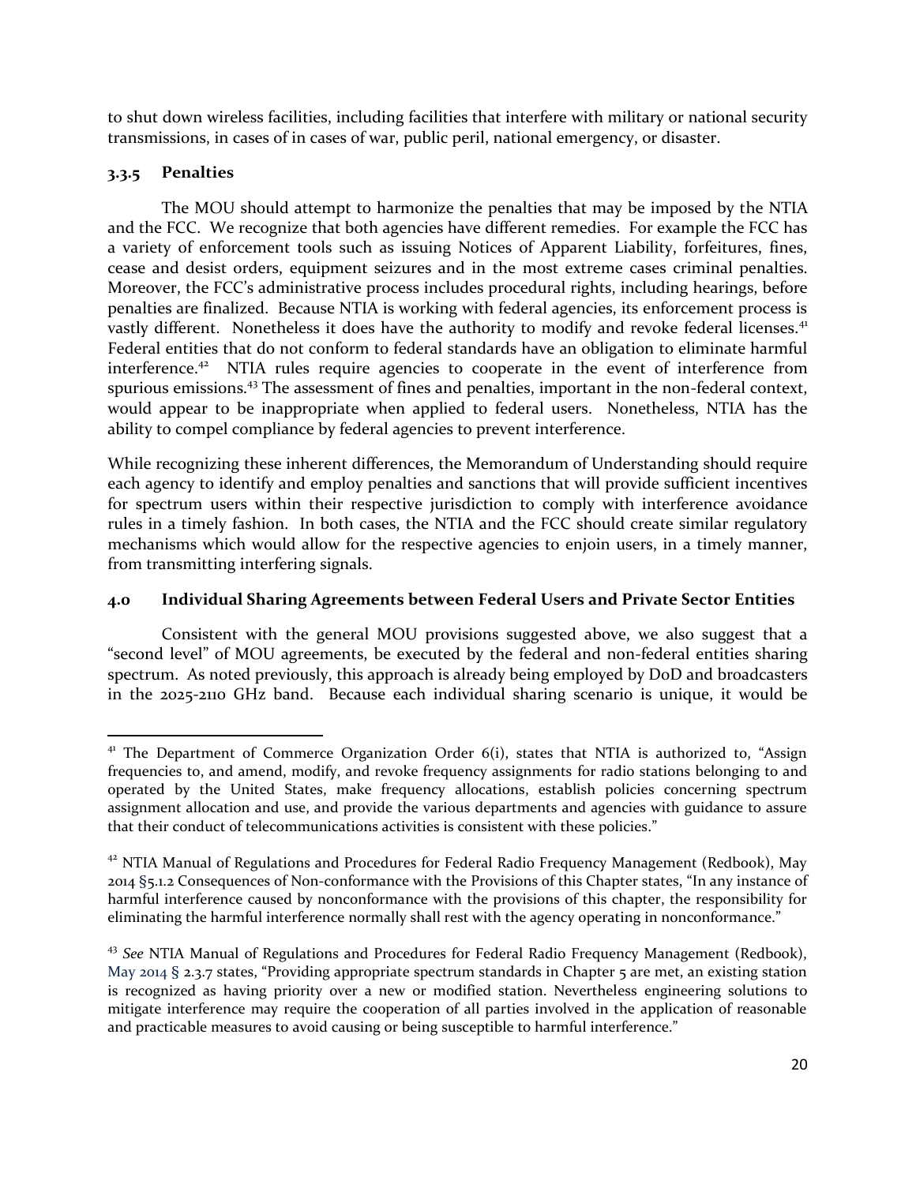to shut down wireless facilities, including facilities that interfere with military or national security transmissions, in cases of in cases of war, public peril, national emergency, or disaster.

### 3.3.5 Penalties

The MOU should attempt to harmonize the penalties that may be imposed by the NTIA and the FCC. We recognize that both agencies have different remedies. For example the FCC has a variety of enforcement tools such as issuing Notices of Apparent Liability, forfeitures, fines, cease and desist orders, equipment seizures and in the most extreme cases criminal penalties. Moreover, the FCC's administrative process includes procedural rights, including hearings, before penalties are finalized. Because NTIA is working with federal agencies, its enforcement process is vastly different. Nonetheless it does have the authority to modify and revoke federal licenses.[41] Federal entities that do not conform to federal standards have an obligation to eliminate harmful interference.[42] NTIA rules require agencies to cooperate in the event of interference from spurious emissions.[43] The assessment of fines and penalties, important in the non-federal context, would appear to be inappropriate when applied to federal users. Nonetheless, NTIA has the ability to compel compliance by federal agencies to prevent interference.

While recognizing these inherent differences, the Memorandum of Understanding should require each agency to identify and employ penalties and sanctions that will provide sufficient incentives for spectrum users within their respective jurisdiction to comply with interference avoidance rules in a timely fashion. In both cases, the NTIA and the FCC should create similar regulatory mechanisms which would allow for the respective agencies to enjoin users, in a timely manner, from transmitting interfering signals.

## 4.0 Individual Sharing Agreements between Federal Users and Private Sector Entities

Consistent with the general MOU provisions suggested above, we also suggest that a "second level" of MOU agreements, be executed by the federal and non-federal entities sharing spectrum. As noted previously, this approach is already being employed by DoD and broadcasters in the 2025-2110 GHz band. Because each individual sharing scenario is unique, it would be

[41] The Department of Commerce Organization Order 6(i), states that NTIA is authorized to, "Assign frequencies to, and amend, modify, and revoke frequency assignments for radio stations belonging to and operated by the United States, make frequency allocations, establish policies concerning spectrum assignment allocation and use, and provide the various departments and agencies with guidance to assure that their conduct of telecommunications activities is consistent with these policies."

[42] NTIA Manual of Regulations and Procedures for Federal Radio Frequency Management (Redbook), May 2014 §5.1.2 Consequences of Non-conformance with the Provisions of this Chapter states, "In any instance of harmful interference caused by nonconformance with the provisions of this chapter, the responsibility for eliminating the harmful interference normally shall rest with the agency operating in nonconformance."

[43] *See* NTIA Manual of Regulations and Procedures for Federal Radio Frequency Management (Redbook), May 2014 § 2.3.7 states, "Providing appropriate spectrum standards in Chapter 5 are met, an existing station is recognized as having priority over a new or modified station. Nevertheless engineering solutions to mitigate interference may require the cooperation of all parties involved in the application of reasonable and practicable measures to avoid causing or being susceptible to harmful interference."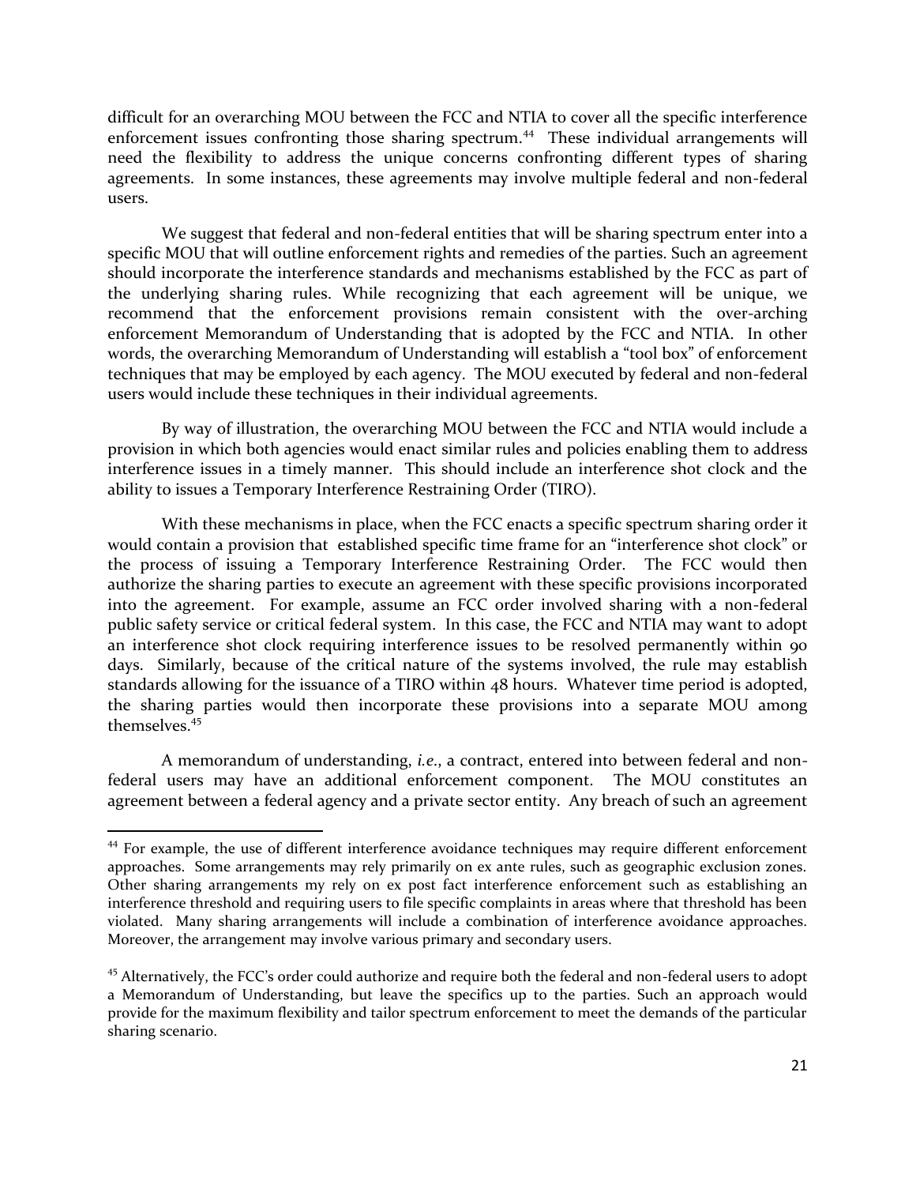difficult for an overarching MOU between the FCC and NTIA to cover all the specific interference enforcement issues confronting those sharing spectrum.[44] These individual arrangements will need the flexibility to address the unique concerns confronting different types of sharing agreements. In some instances, these agreements may involve multiple federal and non-federal users.

We suggest that federal and non-federal entities that will be sharing spectrum enter into a specific MOU that will outline enforcement rights and remedies of the parties. Such an agreement should incorporate the interference standards and mechanisms established by the FCC as part of the underlying sharing rules. While recognizing that each agreement will be unique, we recommend that the enforcement provisions remain consistent with the over-arching enforcement Memorandum of Understanding that is adopted by the FCC and NTIA. In other words, the overarching Memorandum of Understanding will establish a "tool box" of enforcement techniques that may be employed by each agency. The MOU executed by federal and non-federal users would include these techniques in their individual agreements.

By way of illustration, the overarching MOU between the FCC and NTIA would include a provision in which both agencies would enact similar rules and policies enabling them to address interference issues in a timely manner. This should include an interference shot clock and the ability to issues a Temporary Interference Restraining Order (TIRO).

With these mechanisms in place, when the FCC enacts a specific spectrum sharing order it would contain a provision that established specific time frame for an "interference shot clock" or the process of issuing a Temporary Interference Restraining Order. The FCC would then authorize the sharing parties to execute an agreement with these specific provisions incorporated into the agreement. For example, assume an FCC order involved sharing with a non-federal public safety service or critical federal system. In this case, the FCC and NTIA may want to adopt an interference shot clock requiring interference issues to be resolved permanently within 90 days. Similarly, because of the critical nature of the systems involved, the rule may establish standards allowing for the issuance of a TIRO within 48 hours. Whatever time period is adopted, the sharing parties would then incorporate these provisions into a separate MOU among themselves.[45]

A memorandum of understanding, *i.e.*, a contract, entered into between federal and non-federal users may have an additional enforcement component. The MOU constitutes an agreement between a federal agency and a private sector entity. Any breach of such an agreement

---

[44] For example, the use of different interference avoidance techniques may require different enforcement approaches. Some arrangements may rely primarily on ex ante rules, such as geographic exclusion zones. Other sharing arrangements my rely on ex post fact interference enforcement such as establishing an interference threshold and requiring users to file specific complaints in areas where that threshold has been violated. Many sharing arrangements will include a combination of interference avoidance approaches. Moreover, the arrangement may involve various primary and secondary users.

[45] Alternatively, the FCC's order could authorize and require both the federal and non-federal users to adopt a Memorandum of Understanding, but leave the specifics up to the parties. Such an approach would provide for the maximum flexibility and tailor spectrum enforcement to meet the demands of the particular sharing scenario.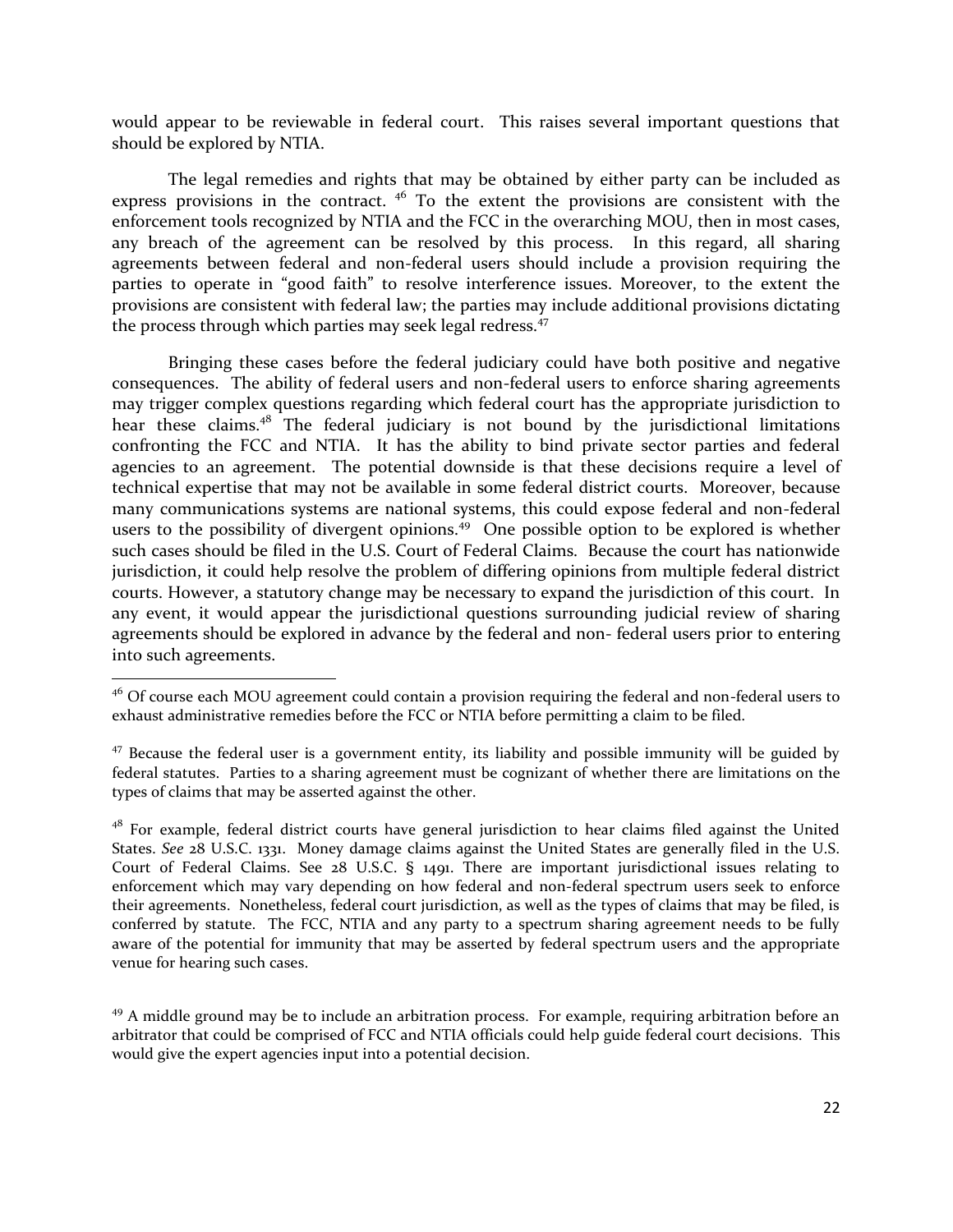would appear to be reviewable in federal court. This raises several important questions that should be explored by NTIA.

The legal remedies and rights that may be obtained by either party can be included as express provisions in the contract. [46] To the extent the provisions are consistent with the enforcement tools recognized by NTIA and the FCC in the overarching MOU, then in most cases, any breach of the agreement can be resolved by this process. In this regard, all sharing agreements between federal and non-federal users should include a provision requiring the parties to operate in "good faith" to resolve interference issues. Moreover, to the extent the provisions are consistent with federal law; the parties may include additional provisions dictating the process through which parties may seek legal redress.[47]

Bringing these cases before the federal judiciary could have both positive and negative consequences. The ability of federal users and non-federal users to enforce sharing agreements may trigger complex questions regarding which federal court has the appropriate jurisdiction to hear these claims.[48] The federal judiciary is not bound by the jurisdictional limitations confronting the FCC and NTIA. It has the ability to bind private sector parties and federal agencies to an agreement. The potential downside is that these decisions require a level of technical expertise that may not be available in some federal district courts. Moreover, because many communications systems are national systems, this could expose federal and non-federal users to the possibility of divergent opinions.[49] One possible option to be explored is whether such cases should be filed in the U.S. Court of Federal Claims. Because the court has nationwide jurisdiction, it could help resolve the problem of differing opinions from multiple federal district courts. However, a statutory change may be necessary to expand the jurisdiction of this court. In any event, it would appear the jurisdictional questions surrounding judicial review of sharing agreements should be explored in advance by the federal and non- federal users prior to entering into such agreements.

---

[46] Of course each MOU agreement could contain a provision requiring the federal and non-federal users to exhaust administrative remedies before the FCC or NTIA before permitting a claim to be filed.

[47] Because the federal user is a government entity, its liability and possible immunity will be guided by federal statutes. Parties to a sharing agreement must be cognizant of whether there are limitations on the types of claims that may be asserted against the other.

[48] For example, federal district courts have general jurisdiction to hear claims filed against the United States. *See* 28 U.S.C. 1331. Money damage claims against the United States are generally filed in the U.S. Court of Federal Claims. See 28 U.S.C. § 1491. There are important jurisdictional issues relating to enforcement which may vary depending on how federal and non-federal spectrum users seek to enforce their agreements. Nonetheless, federal court jurisdiction, as well as the types of claims that may be filed, is conferred by statute. The FCC, NTIA and any party to a spectrum sharing agreement needs to be fully aware of the potential for immunity that may be asserted by federal spectrum users and the appropriate venue for hearing such cases.

[49] A middle ground may be to include an arbitration process. For example, requiring arbitration before an arbitrator that could be comprised of FCC and NTIA officials could help guide federal court decisions. This would give the expert agencies input into a potential decision.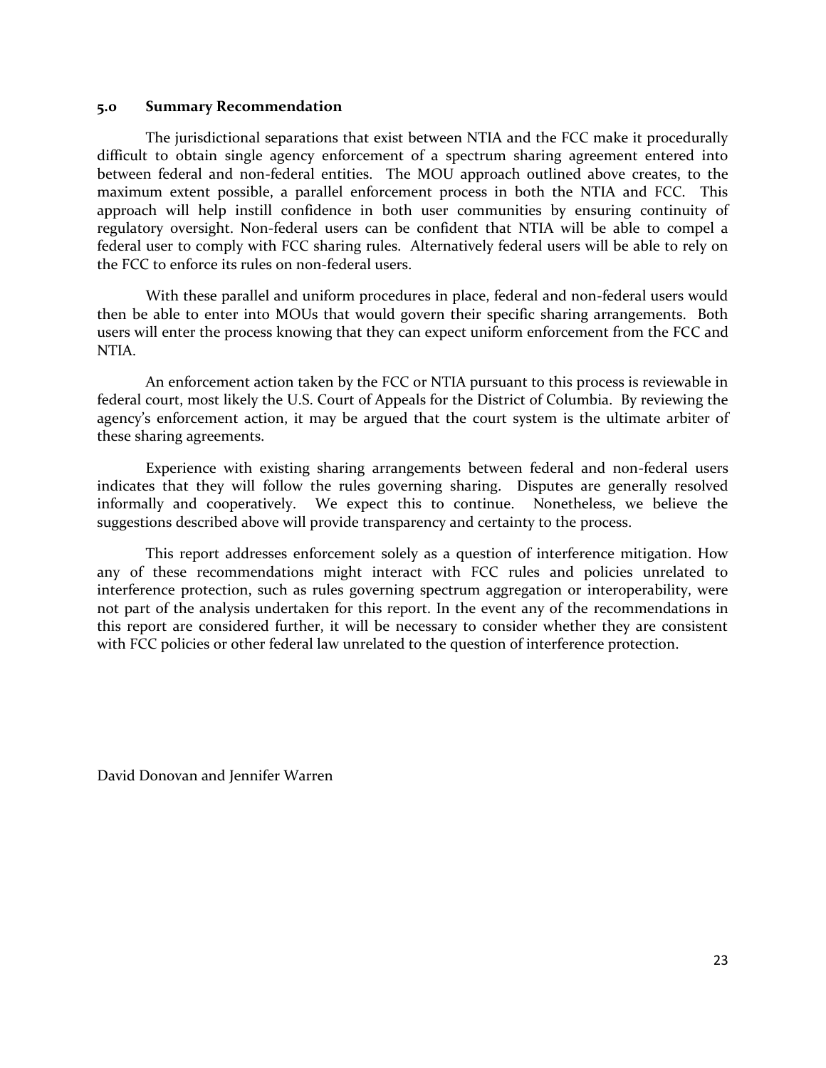## 5.0 Summary Recommendation

The jurisdictional separations that exist between NTIA and the FCC make it procedurally difficult to obtain single agency enforcement of a spectrum sharing agreement entered into between federal and non-federal entities. The MOU approach outlined above creates, to the maximum extent possible, a parallel enforcement process in both the NTIA and FCC. This approach will help instill confidence in both user communities by ensuring continuity of regulatory oversight. Non-federal users can be confident that NTIA will be able to compel a federal user to comply with FCC sharing rules. Alternatively federal users will be able to rely on the FCC to enforce its rules on non-federal users.

With these parallel and uniform procedures in place, federal and non-federal users would then be able to enter into MOUs that would govern their specific sharing arrangements. Both users will enter the process knowing that they can expect uniform enforcement from the FCC and NTIA.

An enforcement action taken by the FCC or NTIA pursuant to this process is reviewable in federal court, most likely the U.S. Court of Appeals for the District of Columbia. By reviewing the agency's enforcement action, it may be argued that the court system is the ultimate arbiter of these sharing agreements.

Experience with existing sharing arrangements between federal and non-federal users indicates that they will follow the rules governing sharing. Disputes are generally resolved informally and cooperatively. We expect this to continue. Nonetheless, we believe the suggestions described above will provide transparency and certainty to the process.

This report addresses enforcement solely as a question of interference mitigation. How any of these recommendations might interact with FCC rules and policies unrelated to interference protection, such as rules governing spectrum aggregation or interoperability, were not part of the analysis undertaken for this report. In the event any of the recommendations in this report are considered further, it will be necessary to consider whether they are consistent with FCC policies or other federal law unrelated to the question of interference protection.

David Donovan and Jennifer Warren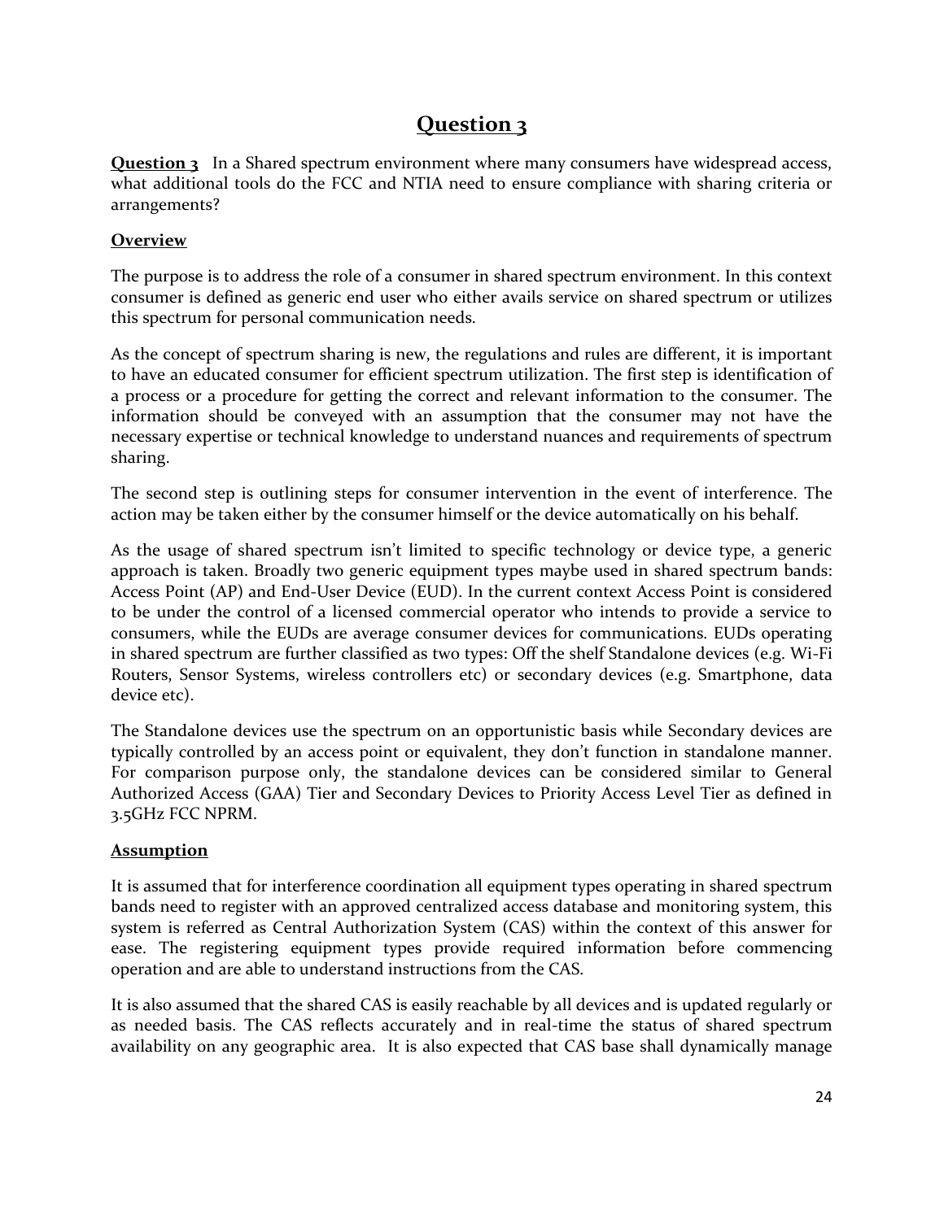# Question 3

**Question 3** In a Shared spectrum environment where many consumers have widespread access, what additional tools do the FCC and NTIA need to ensure compliance with sharing criteria or arrangements?

**Overview**

The purpose is to address the role of a consumer in shared spectrum environment. In this context consumer is defined as generic end user who either avails service on shared spectrum or utilizes this spectrum for personal communication needs.

As the concept of spectrum sharing is new, the regulations and rules are different, it is important to have an educated consumer for efficient spectrum utilization. The first step is identification of a process or a procedure for getting the correct and relevant information to the consumer. The information should be conveyed with an assumption that the consumer may not have the necessary expertise or technical knowledge to understand nuances and requirements of spectrum sharing.

The second step is outlining steps for consumer intervention in the event of interference. The action may be taken either by the consumer himself or the device automatically on his behalf.

As the usage of shared spectrum isn't limited to specific technology or device type, a generic approach is taken. Broadly two generic equipment types maybe used in shared spectrum bands: Access Point (AP) and End-User Device (EUD). In the current context Access Point is considered to be under the control of a licensed commercial operator who intends to provide a service to consumers, while the EUDs are average consumer devices for communications. EUDs operating in shared spectrum are further classified as two types: Off the shelf Standalone devices (e.g. Wi-Fi Routers, Sensor Systems, wireless controllers etc) or secondary devices (e.g. Smartphone, data device etc).

The Standalone devices use the spectrum on an opportunistic basis while Secondary devices are typically controlled by an access point or equivalent, they don't function in standalone manner. For comparison purpose only, the standalone devices can be considered similar to General Authorized Access (GAA) Tier and Secondary Devices to Priority Access Level Tier as defined in 3.5GHz FCC NPRM.

**Assumption**

It is assumed that for interference coordination all equipment types operating in shared spectrum bands need to register with an approved centralized access database and monitoring system, this system is referred as Central Authorization System (CAS) within the context of this answer for ease. The registering equipment types provide required information before commencing operation and are able to understand instructions from the CAS.

It is also assumed that the shared CAS is easily reachable by all devices and is updated regularly or as needed basis. The CAS reflects accurately and in real-time the status of shared spectrum availability on any geographic area. It is also expected that CAS base shall dynamically manage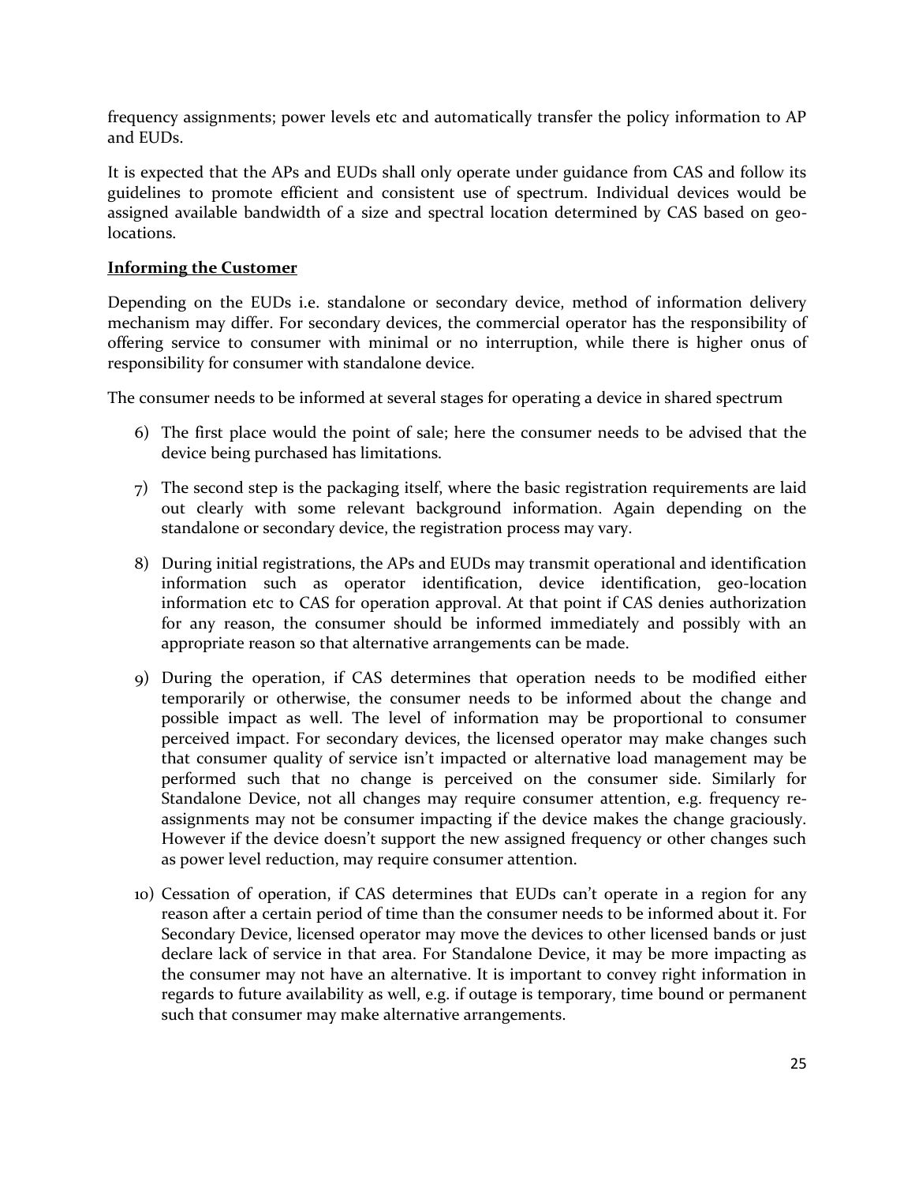frequency assignments; power levels etc and automatically transfer the policy information to AP and EUDs.

It is expected that the APs and EUDs shall only operate under guidance from CAS and follow its guidelines to promote efficient and consistent use of spectrum. Individual devices would be assigned available bandwidth of a size and spectral location determined by CAS based on geo-locations.

**Informing the Customer**

Depending on the EUDs i.e. standalone or secondary device, method of information delivery mechanism may differ. For secondary devices, the commercial operator has the responsibility of offering service to consumer with minimal or no interruption, while there is higher onus of responsibility for consumer with standalone device.

The consumer needs to be informed at several stages for operating a device in shared spectrum

6) The first place would the point of sale; here the consumer needs to be advised that the device being purchased has limitations.

7) The second step is the packaging itself, where the basic registration requirements are laid out clearly with some relevant background information. Again depending on the standalone or secondary device, the registration process may vary.

8) During initial registrations, the APs and EUDs may transmit operational and identification information such as operator identification, device identification, geo-location information etc to CAS for operation approval. At that point if CAS denies authorization for any reason, the consumer should be informed immediately and possibly with an appropriate reason so that alternative arrangements can be made.

9) During the operation, if CAS determines that operation needs to be modified either temporarily or otherwise, the consumer needs to be informed about the change and possible impact as well. The level of information may be proportional to consumer perceived impact. For secondary devices, the licensed operator may make changes such that consumer quality of service isn't impacted or alternative load management may be performed such that no change is perceived on the consumer side. Similarly for Standalone Device, not all changes may require consumer attention, e.g. frequency re-assignments may not be consumer impacting if the device makes the change graciously. However if the device doesn't support the new assigned frequency or other changes such as power level reduction, may require consumer attention.

10) Cessation of operation, if CAS determines that EUDs can't operate in a region for any reason after a certain period of time than the consumer needs to be informed about it. For Secondary Device, licensed operator may move the devices to other licensed bands or just declare lack of service in that area. For Standalone Device, it may be more impacting as the consumer may not have an alternative. It is important to convey right information in regards to future availability as well, e.g. if outage is temporary, time bound or permanent such that consumer may make alternative arrangements.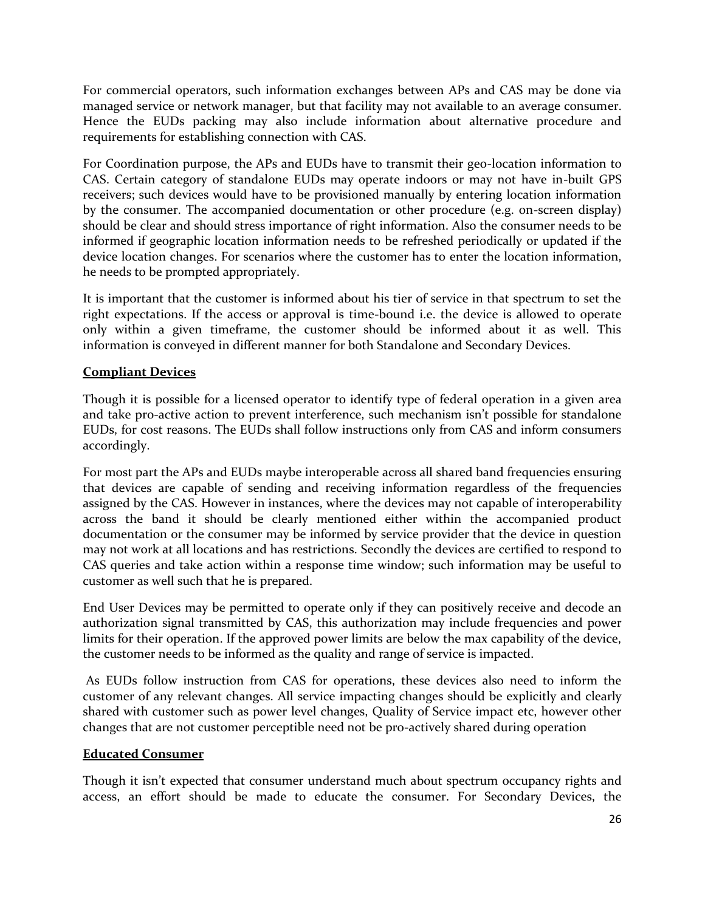For commercial operators, such information exchanges between APs and CAS may be done via managed service or network manager, but that facility may not available to an average consumer. Hence the EUDs packing may also include information about alternative procedure and requirements for establishing connection with CAS.

For Coordination purpose, the APs and EUDs have to transmit their geo-location information to CAS. Certain category of standalone EUDs may operate indoors or may not have in-built GPS receivers; such devices would have to be provisioned manually by entering location information by the consumer. The accompanied documentation or other procedure (e.g. on-screen display) should be clear and should stress importance of right information. Also the consumer needs to be informed if geographic location information needs to be refreshed periodically or updated if the device location changes. For scenarios where the customer has to enter the location information, he needs to be prompted appropriately.

It is important that the customer is informed about his tier of service in that spectrum to set the right expectations. If the access or approval is time-bound i.e. the device is allowed to operate only within a given timeframe, the customer should be informed about it as well. This information is conveyed in different manner for both Standalone and Secondary Devices.

**Compliant Devices**

Though it is possible for a licensed operator to identify type of federal operation in a given area and take pro-active action to prevent interference, such mechanism isn't possible for standalone EUDs, for cost reasons. The EUDs shall follow instructions only from CAS and inform consumers accordingly.

For most part the APs and EUDs maybe interoperable across all shared band frequencies ensuring that devices are capable of sending and receiving information regardless of the frequencies assigned by the CAS. However in instances, where the devices may not capable of interoperability across the band it should be clearly mentioned either within the accompanied product documentation or the consumer may be informed by service provider that the device in question may not work at all locations and has restrictions. Secondly the devices are certified to respond to CAS queries and take action within a response time window; such information may be useful to customer as well such that he is prepared.

End User Devices may be permitted to operate only if they can positively receive and decode an authorization signal transmitted by CAS, this authorization may include frequencies and power limits for their operation. If the approved power limits are below the max capability of the device, the customer needs to be informed as the quality and range of service is impacted.

As EUDs follow instruction from CAS for operations, these devices also need to inform the customer of any relevant changes. All service impacting changes should be explicitly and clearly shared with customer such as power level changes, Quality of Service impact etc, however other changes that are not customer perceptible need not be pro-actively shared during operation

**Educated Consumer**

Though it isn't expected that consumer understand much about spectrum occupancy rights and access, an effort should be made to educate the consumer. For Secondary Devices, the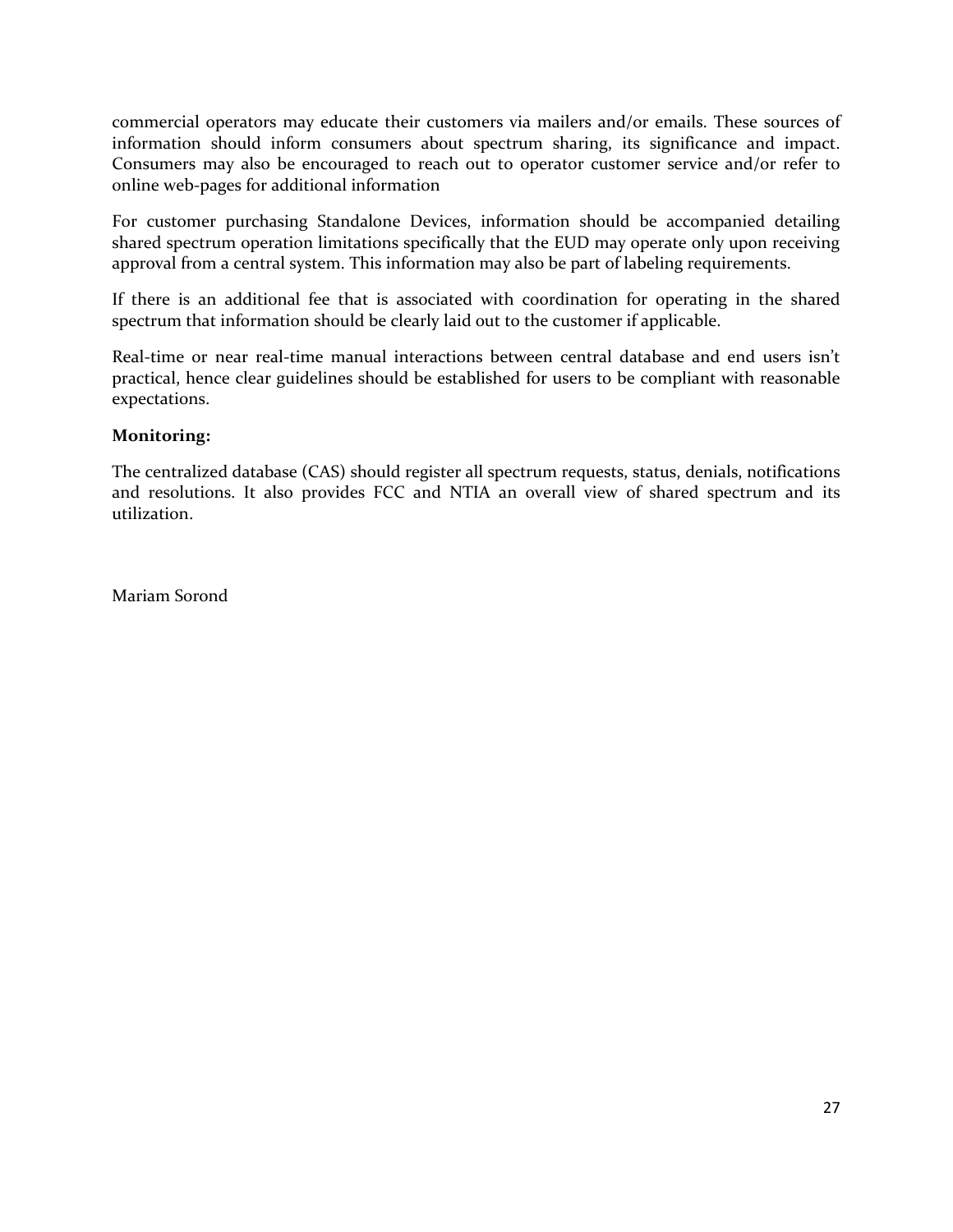commercial operators may educate their customers via mailers and/or emails. These sources of information should inform consumers about spectrum sharing, its significance and impact. Consumers may also be encouraged to reach out to operator customer service and/or refer to online web-pages for additional information

For customer purchasing Standalone Devices, information should be accompanied detailing shared spectrum operation limitations specifically that the EUD may operate only upon receiving approval from a central system. This information may also be part of labeling requirements.

If there is an additional fee that is associated with coordination for operating in the shared spectrum that information should be clearly laid out to the customer if applicable.

Real-time or near real-time manual interactions between central database and end users isn't practical, hence clear guidelines should be established for users to be compliant with reasonable expectations.

**Monitoring:**

The centralized database (CAS) should register all spectrum requests, status, denials, notifications and resolutions. It also provides FCC and NTIA an overall view of shared spectrum and its utilization.

Mariam Sorond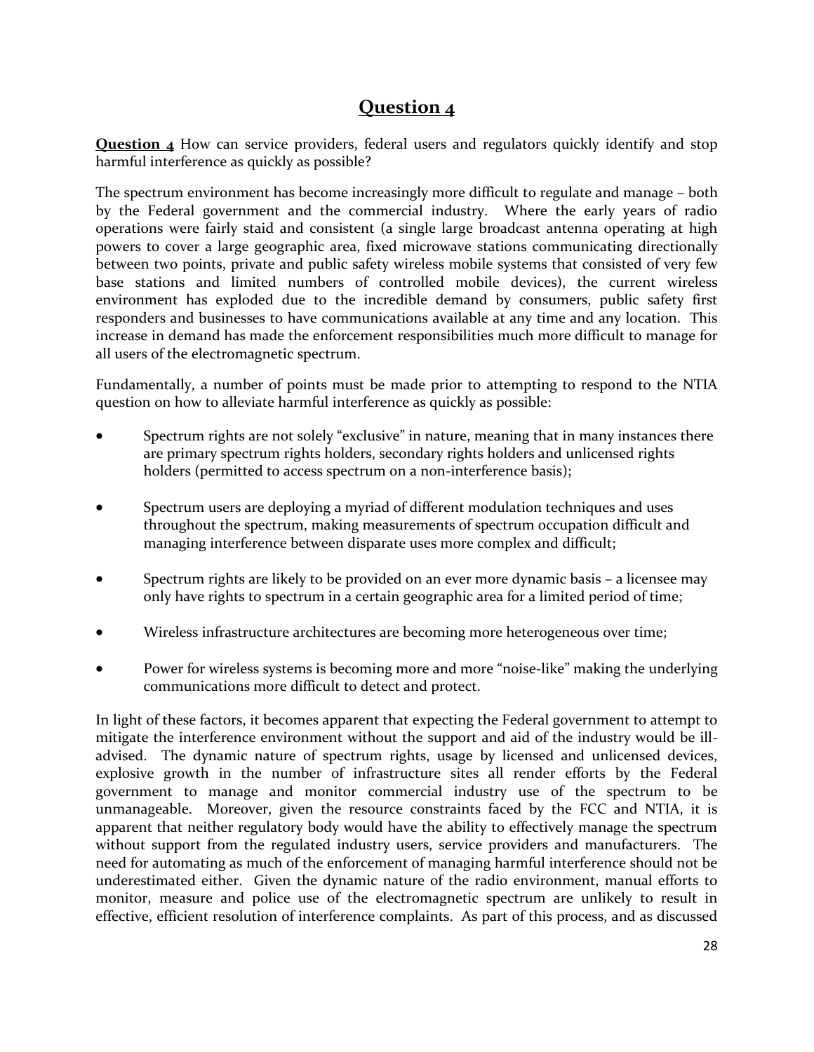# Question 4

**Question 4** How can service providers, federal users and regulators quickly identify and stop harmful interference as quickly as possible?

The spectrum environment has become increasingly more difficult to regulate and manage – both by the Federal government and the commercial industry. Where the early years of radio operations were fairly staid and consistent (a single large broadcast antenna operating at high powers to cover a large geographic area, fixed microwave stations communicating directionally between two points, private and public safety wireless mobile systems that consisted of very few base stations and limited numbers of controlled mobile devices), the current wireless environment has exploded due to the incredible demand by consumers, public safety first responders and businesses to have communications available at any time and any location. This increase in demand has made the enforcement responsibilities much more difficult to manage for all users of the electromagnetic spectrum.

Fundamentally, a number of points must be made prior to attempting to respond to the NTIA question on how to alleviate harmful interference as quickly as possible:

- Spectrum rights are not solely "exclusive" in nature, meaning that in many instances there are primary spectrum rights holders, secondary rights holders and unlicensed rights holders (permitted to access spectrum on a non-interference basis);

- Spectrum users are deploying a myriad of different modulation techniques and uses throughout the spectrum, making measurements of spectrum occupation difficult and managing interference between disparate uses more complex and difficult;

- Spectrum rights are likely to be provided on an ever more dynamic basis – a licensee may only have rights to spectrum in a certain geographic area for a limited period of time;

- Wireless infrastructure architectures are becoming more heterogeneous over time;

- Power for wireless systems is becoming more and more "noise-like" making the underlying communications more difficult to detect and protect.

In light of these factors, it becomes apparent that expecting the Federal government to attempt to mitigate the interference environment without the support and aid of the industry would be ill-advised. The dynamic nature of spectrum rights, usage by licensed and unlicensed devices, explosive growth in the number of infrastructure sites all render efforts by the Federal government to manage and monitor commercial industry use of the spectrum to be unmanageable. Moreover, given the resource constraints faced by the FCC and NTIA, it is apparent that neither regulatory body would have the ability to effectively manage the spectrum without support from the regulated industry users, service providers and manufacturers. The need for automating as much of the enforcement of managing harmful interference should not be underestimated either. Given the dynamic nature of the radio environment, manual efforts to monitor, measure and police use of the electromagnetic spectrum are unlikely to result in effective, efficient resolution of interference complaints. As part of this process, and as discussed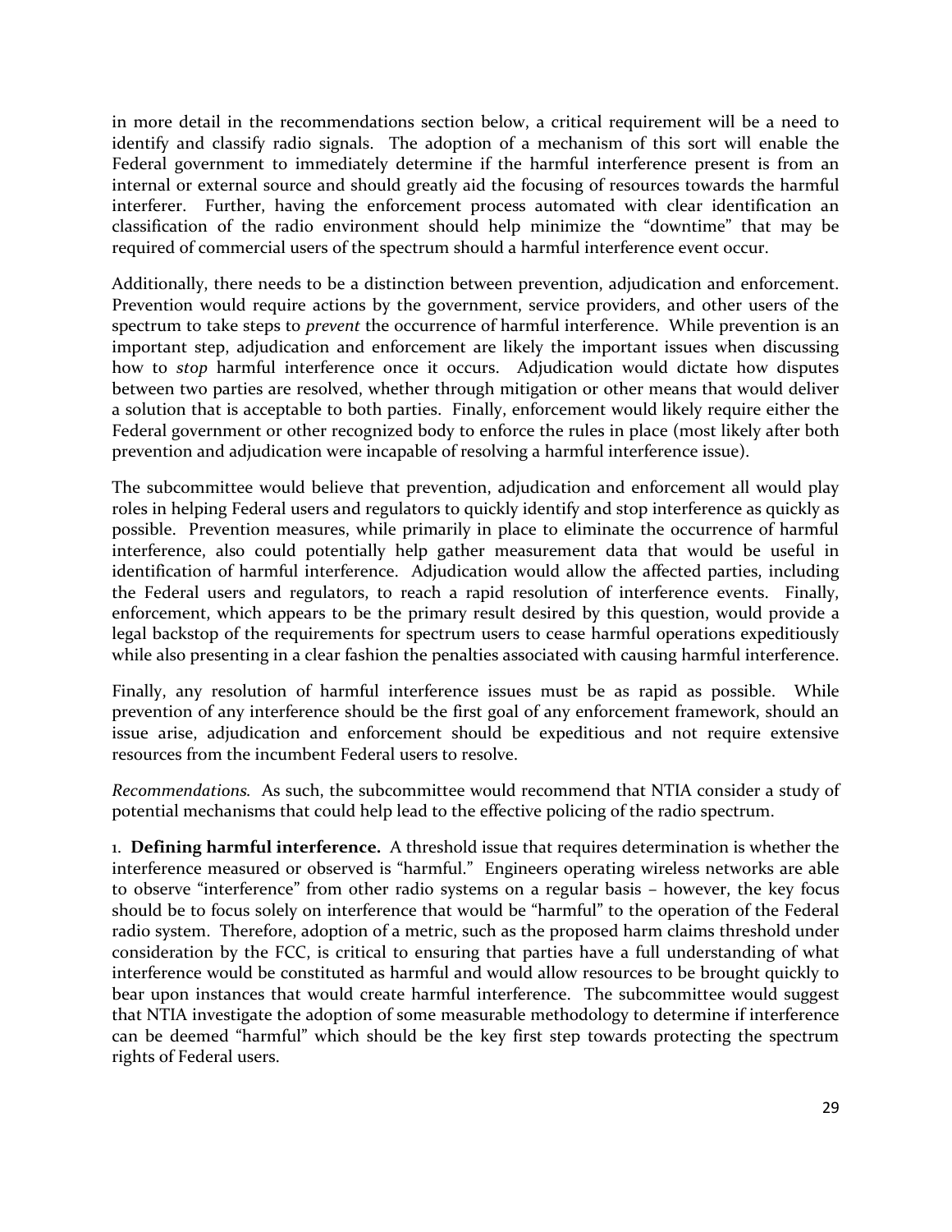in more detail in the recommendations section below, a critical requirement will be a need to identify and classify radio signals. The adoption of a mechanism of this sort will enable the Federal government to immediately determine if the harmful interference present is from an internal or external source and should greatly aid the focusing of resources towards the harmful interferer. Further, having the enforcement process automated with clear identification an classification of the radio environment should help minimize the "downtime" that may be required of commercial users of the spectrum should a harmful interference event occur.

Additionally, there needs to be a distinction between prevention, adjudication and enforcement. Prevention would require actions by the government, service providers, and other users of the spectrum to take steps to *prevent* the occurrence of harmful interference. While prevention is an important step, adjudication and enforcement are likely the important issues when discussing how to *stop* harmful interference once it occurs. Adjudication would dictate how disputes between two parties are resolved, whether through mitigation or other means that would deliver a solution that is acceptable to both parties. Finally, enforcement would likely require either the Federal government or other recognized body to enforce the rules in place (most likely after both prevention and adjudication were incapable of resolving a harmful interference issue).

The subcommittee would believe that prevention, adjudication and enforcement all would play roles in helping Federal users and regulators to quickly identify and stop interference as quickly as possible. Prevention measures, while primarily in place to eliminate the occurrence of harmful interference, also could potentially help gather measurement data that would be useful in identification of harmful interference. Adjudication would allow the affected parties, including the Federal users and regulators, to reach a rapid resolution of interference events. Finally, enforcement, which appears to be the primary result desired by this question, would provide a legal backstop of the requirements for spectrum users to cease harmful operations expeditiously while also presenting in a clear fashion the penalties associated with causing harmful interference.

Finally, any resolution of harmful interference issues must be as rapid as possible. While prevention of any interference should be the first goal of any enforcement framework, should an issue arise, adjudication and enforcement should be expeditious and not require extensive resources from the incumbent Federal users to resolve.

*Recommendations.* As such, the subcommittee would recommend that NTIA consider a study of potential mechanisms that could help lead to the effective policing of the radio spectrum.

1. **Defining harmful interference.** A threshold issue that requires determination is whether the interference measured or observed is "harmful." Engineers operating wireless networks are able to observe "interference" from other radio systems on a regular basis – however, the key focus should be to focus solely on interference that would be "harmful" to the operation of the Federal radio system. Therefore, adoption of a metric, such as the proposed harm claims threshold under consideration by the FCC, is critical to ensuring that parties have a full understanding of what interference would be constituted as harmful and would allow resources to be brought quickly to bear upon instances that would create harmful interference. The subcommittee would suggest that NTIA investigate the adoption of some measurable methodology to determine if interference can be deemed "harmful" which should be the key first step towards protecting the spectrum rights of Federal users.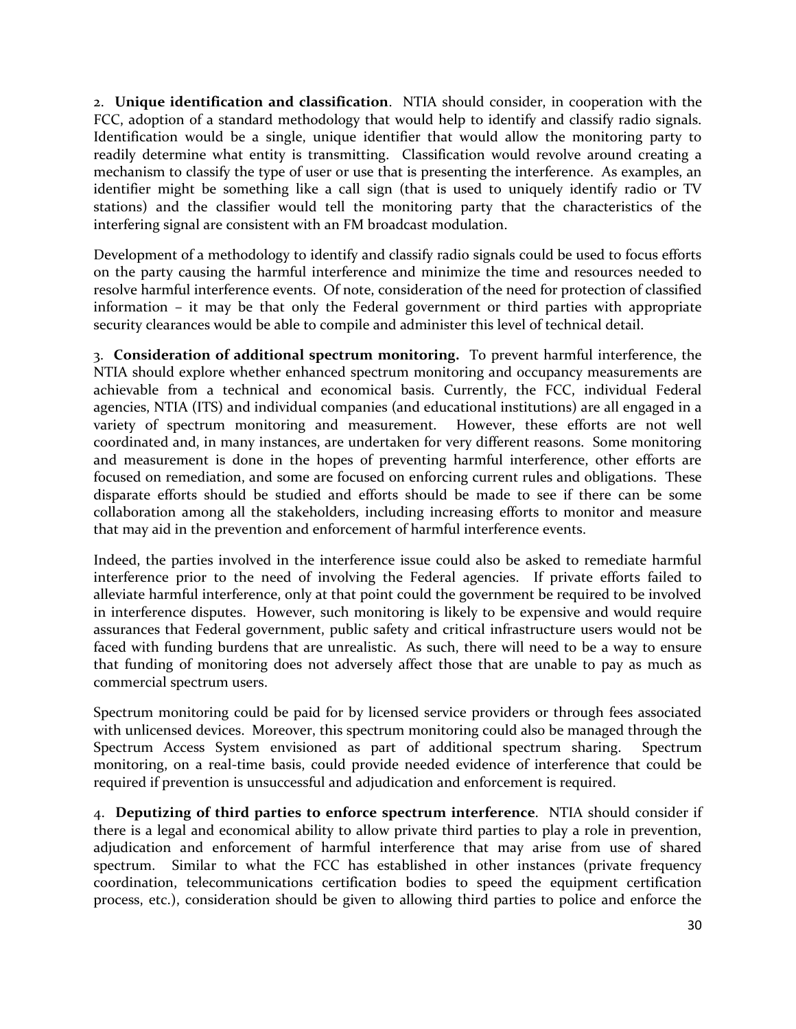2. **Unique identification and classification**. NTIA should consider, in cooperation with the FCC, adoption of a standard methodology that would help to identify and classify radio signals. Identification would be a single, unique identifier that would allow the monitoring party to readily determine what entity is transmitting. Classification would revolve around creating a mechanism to classify the type of user or use that is presenting the interference. As examples, an identifier might be something like a call sign (that is used to uniquely identify radio or TV stations) and the classifier would tell the monitoring party that the characteristics of the interfering signal are consistent with an FM broadcast modulation.

Development of a methodology to identify and classify radio signals could be used to focus efforts on the party causing the harmful interference and minimize the time and resources needed to resolve harmful interference events. Of note, consideration of the need for protection of classified information – it may be that only the Federal government or third parties with appropriate security clearances would be able to compile and administer this level of technical detail.

3. **Consideration of additional spectrum monitoring.** To prevent harmful interference, the NTIA should explore whether enhanced spectrum monitoring and occupancy measurements are achievable from a technical and economical basis. Currently, the FCC, individual Federal agencies, NTIA (ITS) and individual companies (and educational institutions) are all engaged in a variety of spectrum monitoring and measurement. However, these efforts are not well coordinated and, in many instances, are undertaken for very different reasons. Some monitoring and measurement is done in the hopes of preventing harmful interference, other efforts are focused on remediation, and some are focused on enforcing current rules and obligations. These disparate efforts should be studied and efforts should be made to see if there can be some collaboration among all the stakeholders, including increasing efforts to monitor and measure that may aid in the prevention and enforcement of harmful interference events.

Indeed, the parties involved in the interference issue could also be asked to remediate harmful interference prior to the need of involving the Federal agencies. If private efforts failed to alleviate harmful interference, only at that point could the government be required to be involved in interference disputes. However, such monitoring is likely to be expensive and would require assurances that Federal government, public safety and critical infrastructure users would not be faced with funding burdens that are unrealistic. As such, there will need to be a way to ensure that funding of monitoring does not adversely affect those that are unable to pay as much as commercial spectrum users.

Spectrum monitoring could be paid for by licensed service providers or through fees associated with unlicensed devices. Moreover, this spectrum monitoring could also be managed through the Spectrum Access System envisioned as part of additional spectrum sharing. Spectrum monitoring, on a real-time basis, could provide needed evidence of interference that could be required if prevention is unsuccessful and adjudication and enforcement is required.

4. **Deputizing of third parties to enforce spectrum interference**. NTIA should consider if there is a legal and economical ability to allow private third parties to play a role in prevention, adjudication and enforcement of harmful interference that may arise from use of shared spectrum. Similar to what the FCC has established in other instances (private frequency coordination, telecommunications certification bodies to speed the equipment certification process, etc.), consideration should be given to allowing third parties to police and enforce the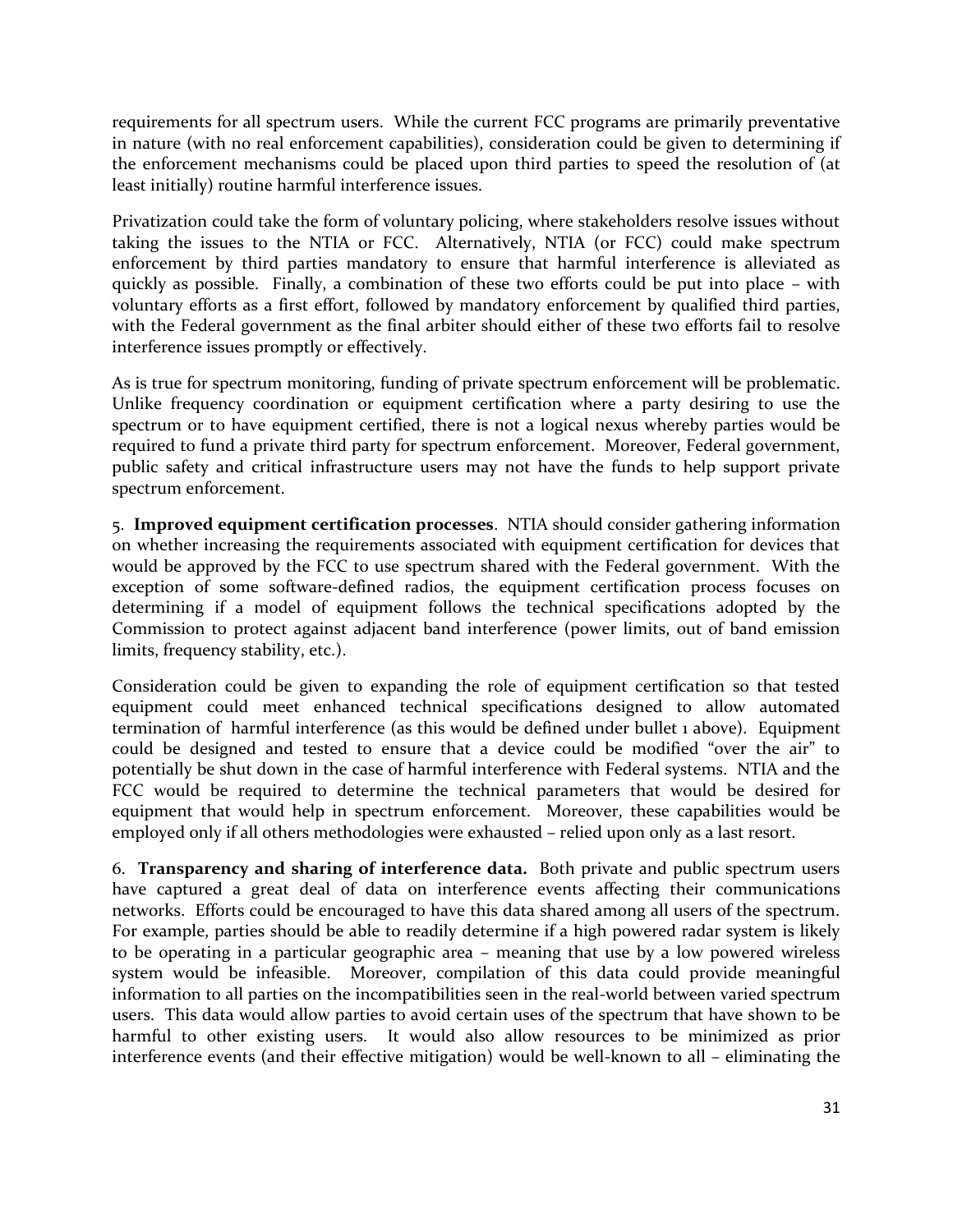requirements for all spectrum users. While the current FCC programs are primarily preventative in nature (with no real enforcement capabilities), consideration could be given to determining if the enforcement mechanisms could be placed upon third parties to speed the resolution of (at least initially) routine harmful interference issues.

Privatization could take the form of voluntary policing, where stakeholders resolve issues without taking the issues to the NTIA or FCC. Alternatively, NTIA (or FCC) could make spectrum enforcement by third parties mandatory to ensure that harmful interference is alleviated as quickly as possible. Finally, a combination of these two efforts could be put into place – with voluntary efforts as a first effort, followed by mandatory enforcement by qualified third parties, with the Federal government as the final arbiter should either of these two efforts fail to resolve interference issues promptly or effectively.

As is true for spectrum monitoring, funding of private spectrum enforcement will be problematic. Unlike frequency coordination or equipment certification where a party desiring to use the spectrum or to have equipment certified, there is not a logical nexus whereby parties would be required to fund a private third party for spectrum enforcement. Moreover, Federal government, public safety and critical infrastructure users may not have the funds to help support private spectrum enforcement.

5. **Improved equipment certification processes**. NTIA should consider gathering information on whether increasing the requirements associated with equipment certification for devices that would be approved by the FCC to use spectrum shared with the Federal government. With the exception of some software-defined radios, the equipment certification process focuses on determining if a model of equipment follows the technical specifications adopted by the Commission to protect against adjacent band interference (power limits, out of band emission limits, frequency stability, etc.).

Consideration could be given to expanding the role of equipment certification so that tested equipment could meet enhanced technical specifications designed to allow automated termination of harmful interference (as this would be defined under bullet 1 above). Equipment could be designed and tested to ensure that a device could be modified "over the air" to potentially be shut down in the case of harmful interference with Federal systems. NTIA and the FCC would be required to determine the technical parameters that would be desired for equipment that would help in spectrum enforcement. Moreover, these capabilities would be employed only if all others methodologies were exhausted – relied upon only as a last resort.

6. **Transparency and sharing of interference data.** Both private and public spectrum users have captured a great deal of data on interference events affecting their communications networks. Efforts could be encouraged to have this data shared among all users of the spectrum. For example, parties should be able to readily determine if a high powered radar system is likely to be operating in a particular geographic area – meaning that use by a low powered wireless system would be infeasible. Moreover, compilation of this data could provide meaningful information to all parties on the incompatibilities seen in the real-world between varied spectrum users. This data would allow parties to avoid certain uses of the spectrum that have shown to be harmful to other existing users. It would also allow resources to be minimized as prior interference events (and their effective mitigation) would be well-known to all – eliminating the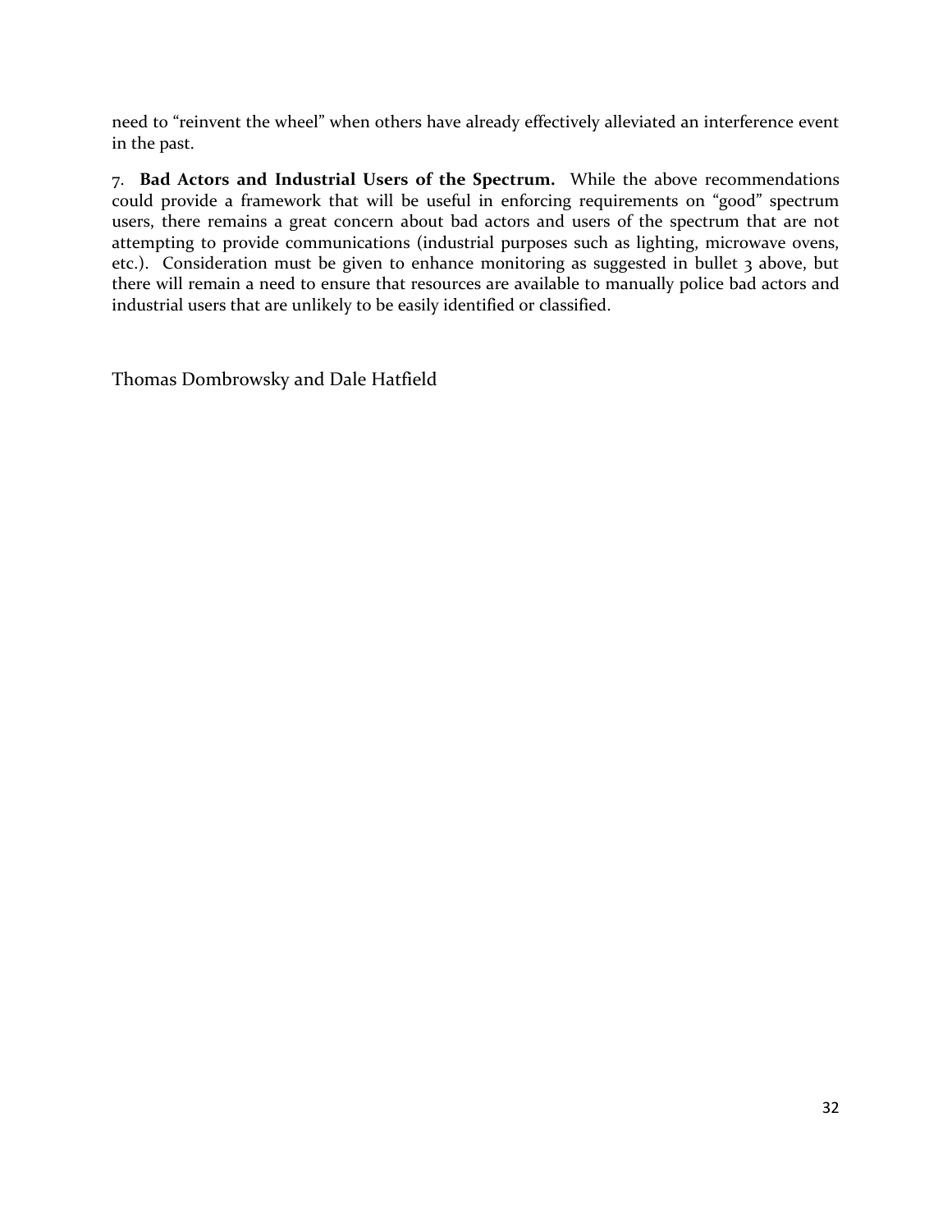need to “reinvent the wheel” when others have already effectively alleviated an interference event in the past.

7. **Bad Actors and Industrial Users of the Spectrum.** While the above recommendations could provide a framework that will be useful in enforcing requirements on “good” spectrum users, there remains a great concern about bad actors and users of the spectrum that are not attempting to provide communications (industrial purposes such as lighting, microwave ovens, etc.). Consideration must be given to enhance monitoring as suggested in bullet 3 above, but there will remain a need to ensure that resources are available to manually police bad actors and industrial users that are unlikely to be easily identified or classified.

Thomas Dombrowsky and Dale Hatfield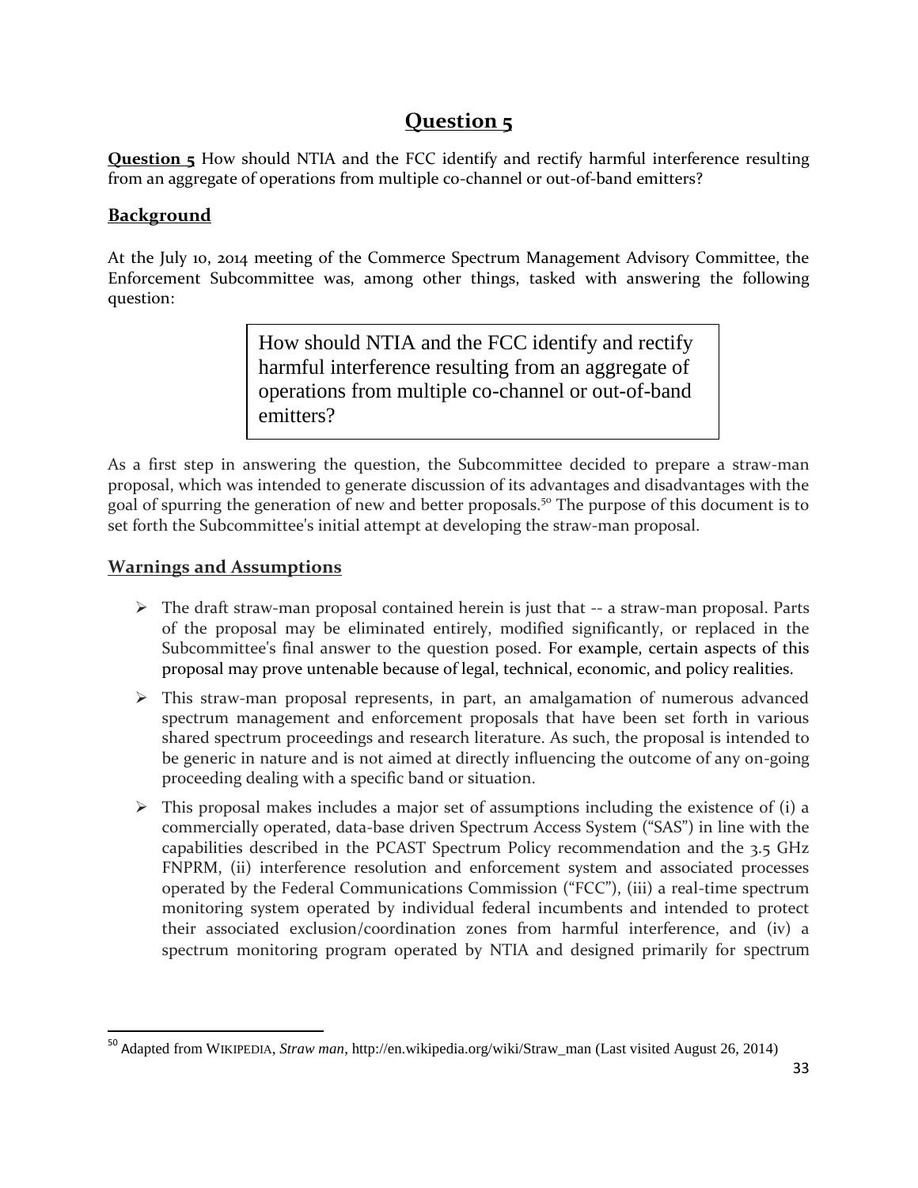# Question 5

**Question 5** How should NTIA and the FCC identify and rectify harmful interference resulting from an aggregate of operations from multiple co-channel or out-of-band emitters?

## Background

At the July 10, 2014 meeting of the Commerce Spectrum Management Advisory Committee, the Enforcement Subcommittee was, among other things, tasked with answering the following question:

> How should NTIA and the FCC identify and rectify harmful interference resulting from an aggregate of operations from multiple co-channel or out-of-band emitters?

As a first step in answering the question, the Subcommittee decided to prepare a straw-man proposal, which was intended to generate discussion of its advantages and disadvantages with the goal of spurring the generation of new and better proposals.[50] The purpose of this document is to set forth the Subcommittee's initial attempt at developing the straw-man proposal.

## Warnings and Assumptions

- The draft straw-man proposal contained herein is just that -- a straw-man proposal. Parts of the proposal may be eliminated entirely, modified significantly, or replaced in the Subcommittee's final answer to the question posed. For example, certain aspects of this proposal may prove untenable because of legal, technical, economic, and policy realities.
- This straw-man proposal represents, in part, an amalgamation of numerous advanced spectrum management and enforcement proposals that have been set forth in various shared spectrum proceedings and research literature. As such, the proposal is intended to be generic in nature and is not aimed at directly influencing the outcome of any on-going proceeding dealing with a specific band or situation.
- This proposal makes includes a major set of assumptions including the existence of (i) a commercially operated, data-base driven Spectrum Access System ("SAS") in line with the capabilities described in the PCAST Spectrum Policy recommendation and the 3.5 GHz FNPRM, (ii) interference resolution and enforcement system and associated processes operated by the Federal Communications Commission ("FCC"), (iii) a real-time spectrum monitoring system operated by individual federal incumbents and intended to protect their associated exclusion/coordination zones from harmful interference, and (iv) a spectrum monitoring program operated by NTIA and designed primarily for spectrum

---

[50] Adapted from WIKIPEDIA, *Straw man*, http://en.wikipedia.org/wiki/Straw_man (Last visited August 26, 2014)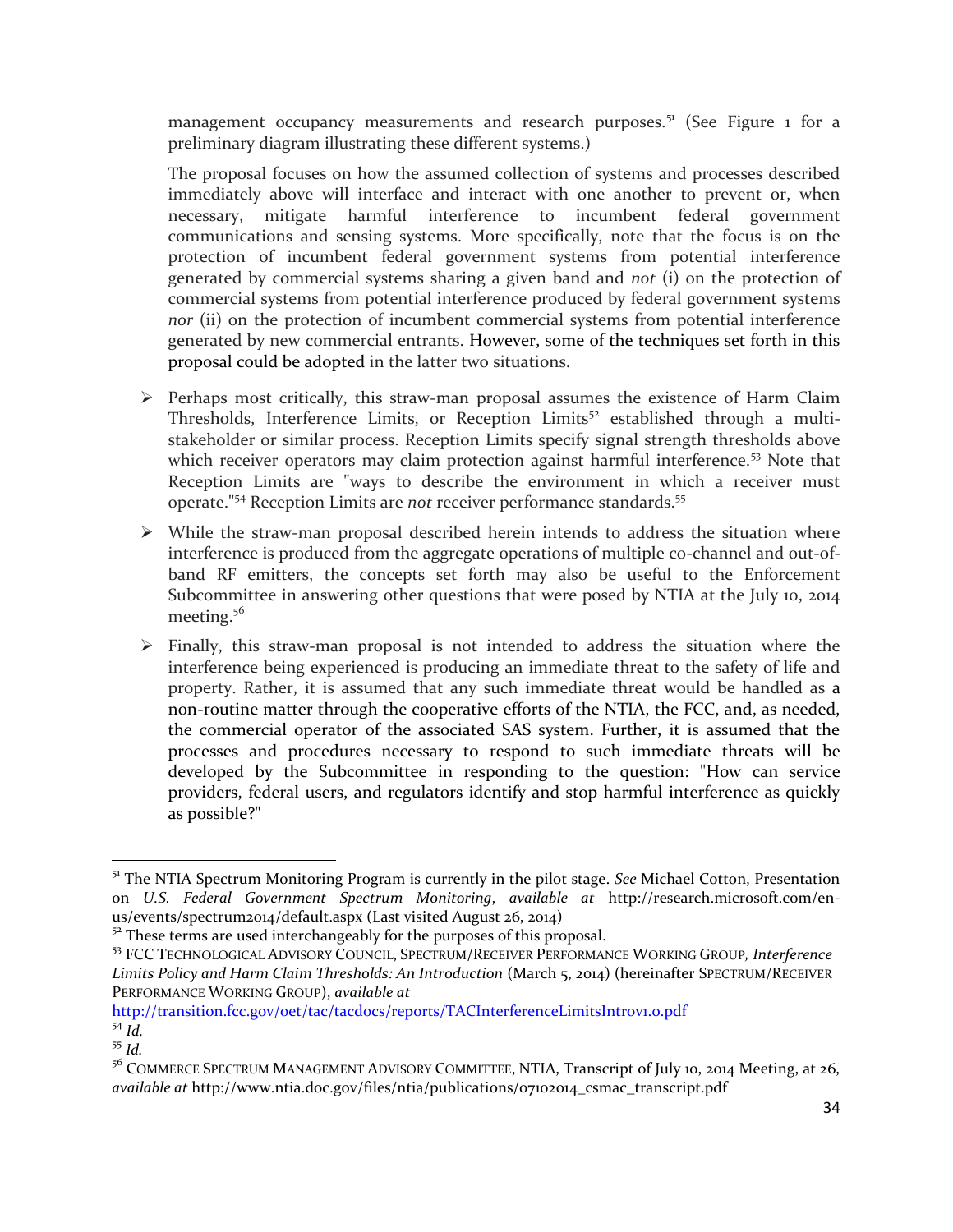management occupancy measurements and research purposes.[51] (See Figure 1 for a preliminary diagram illustrating these different systems.)

The proposal focuses on how the assumed collection of systems and processes described immediately above will interface and interact with one another to prevent or, when necessary, mitigate harmful interference to incumbent federal government communications and sensing systems. More specifically, note that the focus is on the protection of incumbent federal government systems from potential interference generated by commercial systems sharing a given band and *not* (i) on the protection of commercial systems from potential interference produced by federal government systems *nor* (ii) on the protection of incumbent commercial systems from potential interference generated by new commercial entrants. However, some of the techniques set forth in this proposal could be adopted in the latter two situations.

- Perhaps most critically, this straw-man proposal assumes the existence of Harm Claim Thresholds, Interference Limits, or Reception Limits[52] established through a multi-stakeholder or similar process. Reception Limits specify signal strength thresholds above which receiver operators may claim protection against harmful interference.[53] Note that Reception Limits are "ways to describe the environment in which a receiver must operate."[54] Reception Limits are *not* receiver performance standards.[55]
- While the straw-man proposal described herein intends to address the situation where interference is produced from the aggregate operations of multiple co-channel and out-of-band RF emitters, the concepts set forth may also be useful to the Enforcement Subcommittee in answering other questions that were posed by NTIA at the July 10, 2014 meeting.[56]
- Finally, this straw-man proposal is not intended to address the situation where the interference being experienced is producing an immediate threat to the safety of life and property. Rather, it is assumed that any such immediate threat would be handled as a non-routine matter through the cooperative efforts of the NTIA, the FCC, and, as needed, the commercial operator of the associated SAS system. Further, it is assumed that the processes and procedures necessary to respond to such immediate threats will be developed by the Subcommittee in responding to the question: "How can service providers, federal users, and regulators identify and stop harmful interference as quickly as possible?"

---

[51] The NTIA Spectrum Monitoring Program is currently in the pilot stage. *See* Michael Cotton, Presentation on *U.S. Federal Government Spectrum Monitoring*, *available at* http://research.microsoft.com/en-us/events/spectrum2014/default.aspx (Last visited August 26, 2014)

[52] These terms are used interchangeably for the purposes of this proposal.

[53] FCC TECHNOLOGICAL ADVISORY COUNCIL, SPECTRUM/RECEIVER PERFORMANCE WORKING GROUP, *Interference Limits Policy and Harm Claim Thresholds: An Introduction* (March 5, 2014) (hereinafter SPECTRUM/RECEIVER PERFORMANCE WORKING GROUP), *available at* http://transition.fcc.gov/oet/tac/tacdocs/reports/TACInterferenceLimitsIntrov1.0.pdf

[54] *Id.*

[55] *Id.*

[56] COMMERCE SPECTRUM MANAGEMENT ADVISORY COMMITTEE, NTIA, Transcript of July 10, 2014 Meeting, at 26, *available at* http://www.ntia.doc.gov/files/ntia/publications/07102014_csmac_transcript.pdf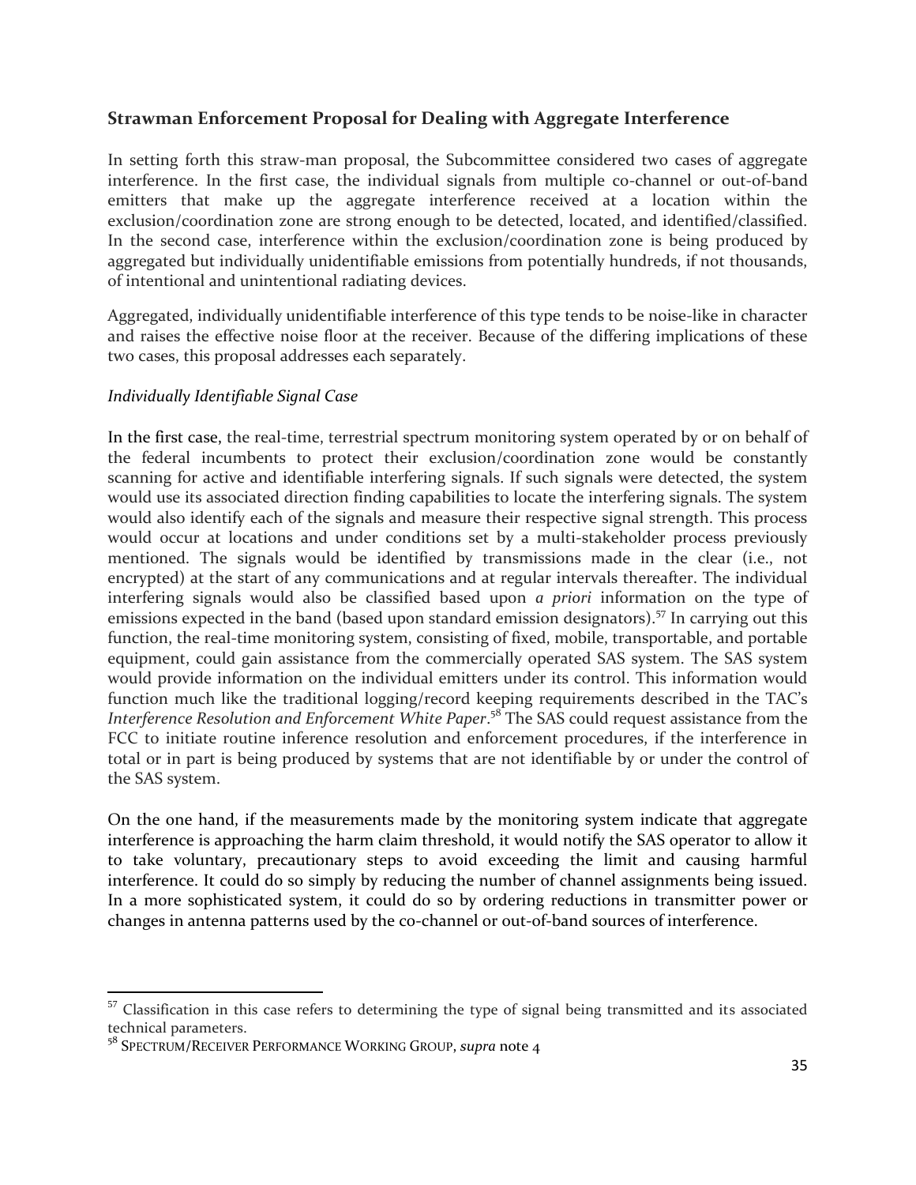## Strawman Enforcement Proposal for Dealing with Aggregate Interference

In setting forth this straw-man proposal, the Subcommittee considered two cases of aggregate interference. In the first case, the individual signals from multiple co-channel or out-of-band emitters that make up the aggregate interference received at a location within the exclusion/coordination zone are strong enough to be detected, located, and identified/classified. In the second case, interference within the exclusion/coordination zone is being produced by aggregated but individually unidentifiable emissions from potentially hundreds, if not thousands, of intentional and unintentional radiating devices.

Aggregated, individually unidentifiable interference of this type tends to be noise-like in character and raises the effective noise floor at the receiver. Because of the differing implications of these two cases, this proposal addresses each separately.

### *Individually Identifiable Signal Case*

In the first case, the real-time, terrestrial spectrum monitoring system operated by or on behalf of the federal incumbents to protect their exclusion/coordination zone would be constantly scanning for active and identifiable interfering signals. If such signals were detected, the system would use its associated direction finding capabilities to locate the interfering signals. The system would also identify each of the signals and measure their respective signal strength. This process would occur at locations and under conditions set by a multi-stakeholder process previously mentioned. The signals would be identified by transmissions made in the clear (i.e., not encrypted) at the start of any communications and at regular intervals thereafter. The individual interfering signals would also be classified based upon *a priori* information on the type of emissions expected in the band (based upon standard emission designators).[57] In carrying out this function, the real-time monitoring system, consisting of fixed, mobile, transportable, and portable equipment, could gain assistance from the commercially operated SAS system. The SAS system would provide information on the individual emitters under its control. This information would function much like the traditional logging/record keeping requirements described in the TAC's *Interference Resolution and Enforcement White Paper*.[58] The SAS could request assistance from the FCC to initiate routine inference resolution and enforcement procedures, if the interference in total or in part is being produced by systems that are not identifiable by or under the control of the SAS system.

On the one hand, if the measurements made by the monitoring system indicate that aggregate interference is approaching the harm claim threshold, it would notify the SAS operator to allow it to take voluntary, precautionary steps to avoid exceeding the limit and causing harmful interference. It could do so simply by reducing the number of channel assignments being issued. In a more sophisticated system, it could do so by ordering reductions in transmitter power or changes in antenna patterns used by the co-channel or out-of-band sources of interference.

---

[57] Classification in this case refers to determining the type of signal being transmitted and its associated technical parameters.

[58] SPECTRUM/RECEIVER PERFORMANCE WORKING GROUP, *supra* note 4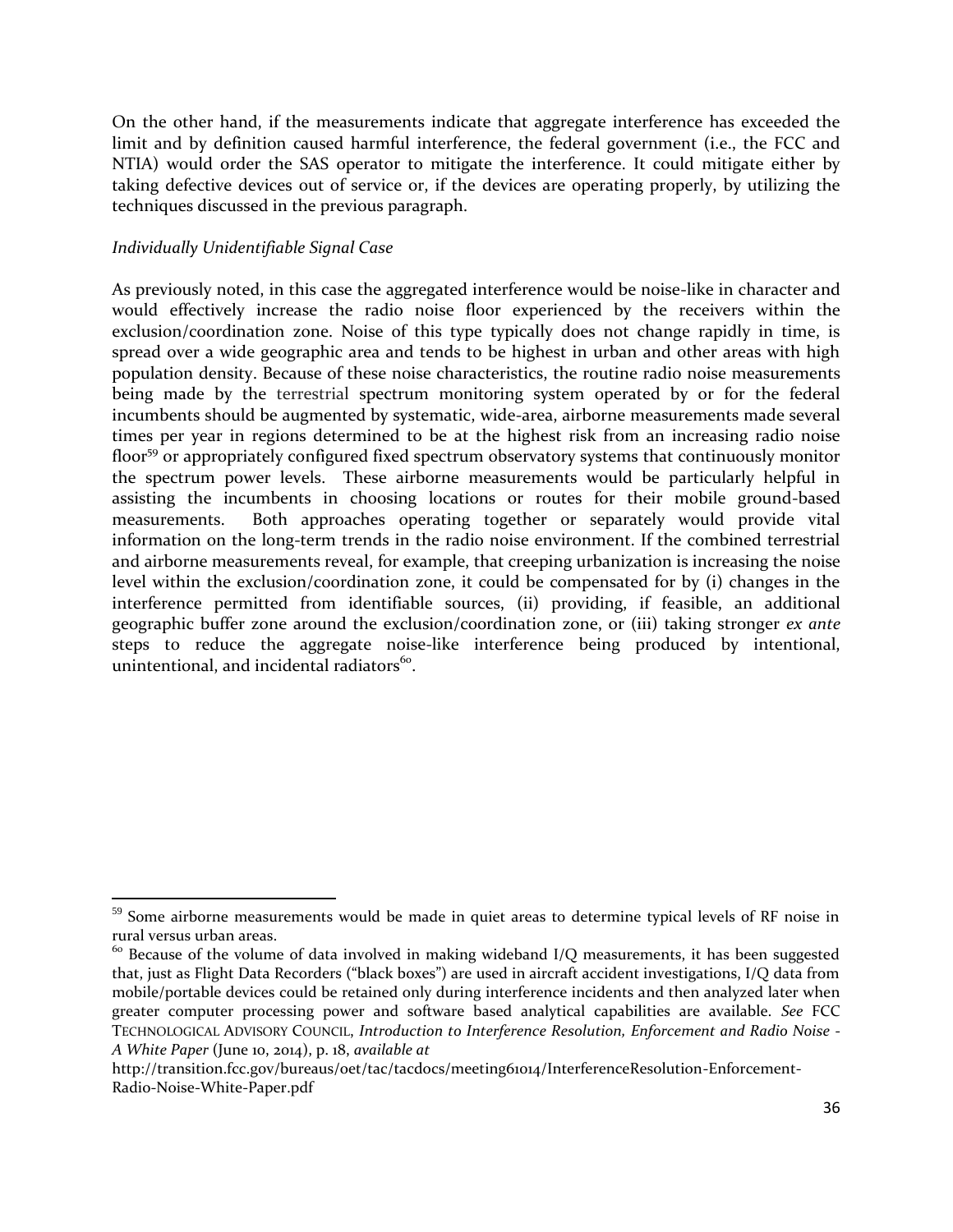On the other hand, if the measurements indicate that aggregate interference has exceeded the limit and by definition caused harmful interference, the federal government (i.e., the FCC and NTIA) would order the SAS operator to mitigate the interference. It could mitigate either by taking defective devices out of service or, if the devices are operating properly, by utilizing the techniques discussed in the previous paragraph.

*Individually Unidentifiable Signal Case*

As previously noted, in this case the aggregated interference would be noise-like in character and would effectively increase the radio noise floor experienced by the receivers within the exclusion/coordination zone. Noise of this type typically does not change rapidly in time, is spread over a wide geographic area and tends to be highest in urban and other areas with high population density. Because of these noise characteristics, the routine radio noise measurements being made by the terrestrial spectrum monitoring system operated by or for the federal incumbents should be augmented by systematic, wide-area, airborne measurements made several times per year in regions determined to be at the highest risk from an increasing radio noise floor[59] or appropriately configured fixed spectrum observatory systems that continuously monitor the spectrum power levels. These airborne measurements would be particularly helpful in assisting the incumbents in choosing locations or routes for their mobile ground-based measurements. Both approaches operating together or separately would provide vital information on the long-term trends in the radio noise environment. If the combined terrestrial and airborne measurements reveal, for example, that creeping urbanization is increasing the noise level within the exclusion/coordination zone, it could be compensated for by (i) changes in the interference permitted from identifiable sources, (ii) providing, if feasible, an additional geographic buffer zone around the exclusion/coordination zone, or (iii) taking stronger *ex ante* steps to reduce the aggregate noise-like interference being produced by intentional, unintentional, and incidental radiators[60].

---

[59] Some airborne measurements would be made in quiet areas to determine typical levels of RF noise in rural versus urban areas.

[60] Because of the volume of data involved in making wideband I/Q measurements, it has been suggested that, just as Flight Data Recorders ("black boxes") are used in aircraft accident investigations, I/Q data from mobile/portable devices could be retained only during interference incidents and then analyzed later when greater computer processing power and software based analytical capabilities are available. *See* FCC TECHNOLOGICAL ADVISORY COUNCIL, *Introduction to Interference Resolution, Enforcement and Radio Noise - A White Paper* (June 10, 2014), p. 18, *available at* http://transition.fcc.gov/bureaus/oet/tac/tacdocs/meeting61014/InterferenceResolution-Enforcement-Radio-Noise-White-Paper.pdf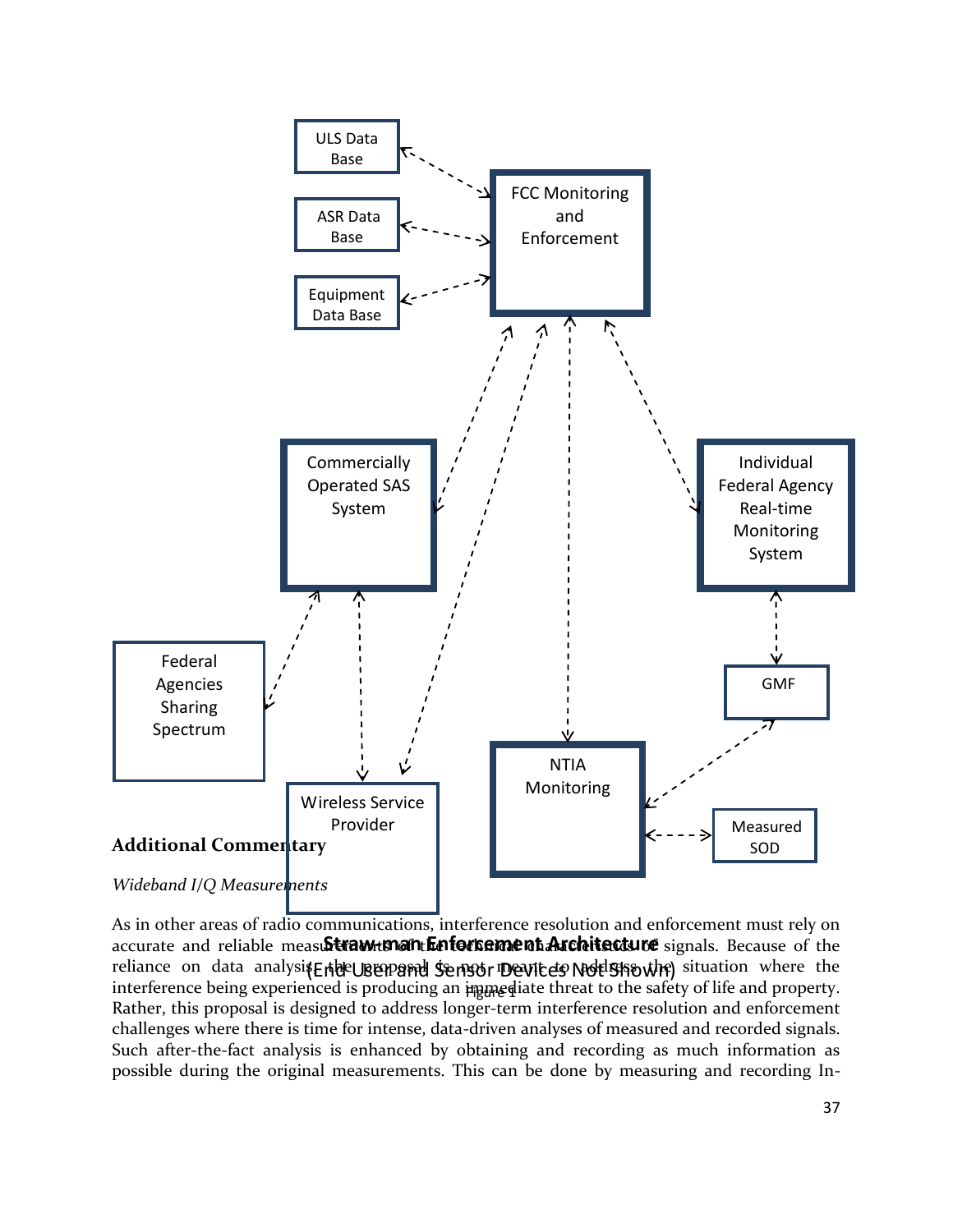ULS Data Base

ASR Data Base

Equipment Data Base

FCC Monitoring and Enforcement

Commercially Operated SAS System

Individual Federal Agency Real-time Monitoring System

Federal Agencies Sharing Spectrum

GMF

Wireless Service Provider

NTIA Monitoring

Measured SOD

**Straw-man Enforcement Architecture**

(End User and Sensor Devices Not Shown)

Figure 1

## Additional Commentary

*Wideband I/Q Measurements*

As in other areas of radio communications, interference resolution and enforcement must rely on accurate and reliable measurements of the technical characteristics of signals. Because of the reliance on data analysis, the proposal is not meant to address the situation where the interference being experienced is producing an immediate threat to the safety of life and property. Rather, this proposal is designed to address longer-term interference resolution and enforcement challenges where there is time for intense, data-driven analyses of measured and recorded signals. Such after-the-fact analysis is enhanced by obtaining and recording as much information as possible during the original measurements. This can be done by measuring and recording In-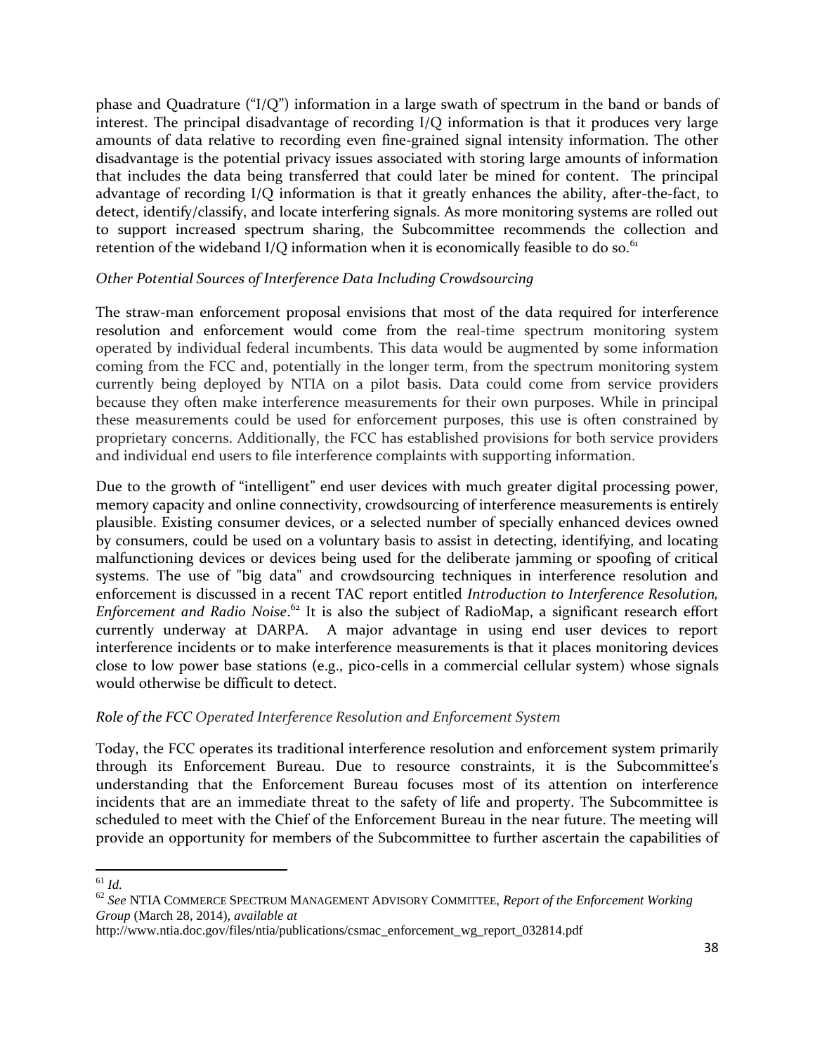phase and Quadrature ("I/Q") information in a large swath of spectrum in the band or bands of interest. The principal disadvantage of recording I/Q information is that it produces very large amounts of data relative to recording even fine-grained signal intensity information. The other disadvantage is the potential privacy issues associated with storing large amounts of information that includes the data being transferred that could later be mined for content. The principal advantage of recording I/Q information is that it greatly enhances the ability, after-the-fact, to detect, identify/classify, and locate interfering signals. As more monitoring systems are rolled out to support increased spectrum sharing, the Subcommittee recommends the collection and retention of the wideband I/Q information when it is economically feasible to do so.[61]

*Other Potential Sources of Interference Data Including Crowdsourcing*

The straw-man enforcement proposal envisions that most of the data required for interference resolution and enforcement would come from the real-time spectrum monitoring system operated by individual federal incumbents. This data would be augmented by some information coming from the FCC and, potentially in the longer term, from the spectrum monitoring system currently being deployed by NTIA on a pilot basis. Data could come from service providers because they often make interference measurements for their own purposes. While in principal these measurements could be used for enforcement purposes, this use is often constrained by proprietary concerns. Additionally, the FCC has established provisions for both service providers and individual end users to file interference complaints with supporting information.

Due to the growth of "intelligent" end user devices with much greater digital processing power, memory capacity and online connectivity, crowdsourcing of interference measurements is entirely plausible. Existing consumer devices, or a selected number of specially enhanced devices owned by consumers, could be used on a voluntary basis to assist in detecting, identifying, and locating malfunctioning devices or devices being used for the deliberate jamming or spoofing of critical systems. The use of "big data" and crowdsourcing techniques in interference resolution and enforcement is discussed in a recent TAC report entitled *Introduction to Interference Resolution, Enforcement and Radio Noise*.[62] It is also the subject of RadioMap, a significant research effort currently underway at DARPA. A major advantage in using end user devices to report interference incidents or to make interference measurements is that it places monitoring devices close to low power base stations (e.g., pico-cells in a commercial cellular system) whose signals would otherwise be difficult to detect.

*Role of the FCC Operated Interference Resolution and Enforcement System*

Today, the FCC operates its traditional interference resolution and enforcement system primarily through its Enforcement Bureau. Due to resource constraints, it is the Subcommittee's understanding that the Enforcement Bureau focuses most of its attention on interference incidents that are an immediate threat to the safety of life and property. The Subcommittee is scheduled to meet with the Chief of the Enforcement Bureau in the near future. The meeting will provide an opportunity for members of the Subcommittee to further ascertain the capabilities of

---

[61] *Id.*

[62] *See* NTIA COMMERCE SPECTRUM MANAGEMENT ADVISORY COMMITTEE, *Report of the Enforcement Working Group* (March 28, 2014), *available at* http://www.ntia.doc.gov/files/ntia/publications/csmac_enforcement_wg_report_032814.pdf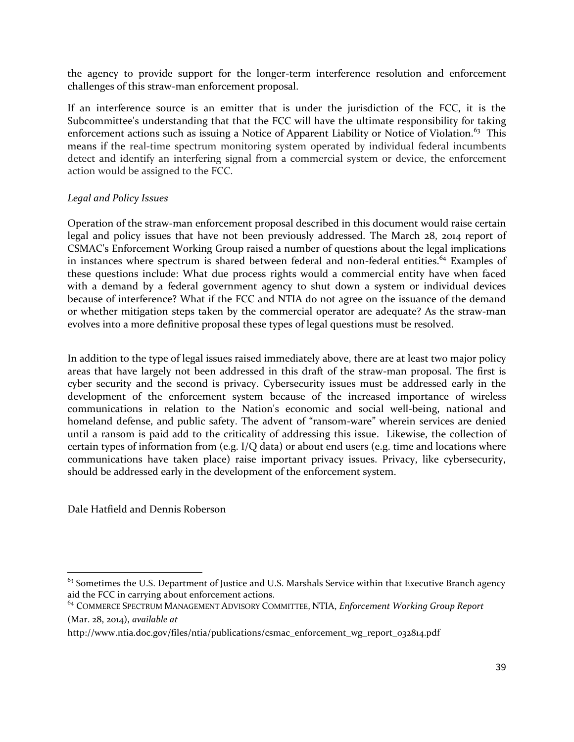the agency to provide support for the longer-term interference resolution and enforcement challenges of this straw-man enforcement proposal.

If an interference source is an emitter that is under the jurisdiction of the FCC, it is the Subcommittee's understanding that that the FCC will have the ultimate responsibility for taking enforcement actions such as issuing a Notice of Apparent Liability or Notice of Violation.[63] This means if the real-time spectrum monitoring system operated by individual federal incumbents detect and identify an interfering signal from a commercial system or device, the enforcement action would be assigned to the FCC.

*Legal and Policy Issues*

Operation of the straw-man enforcement proposal described in this document would raise certain legal and policy issues that have not been previously addressed. The March 28, 2014 report of CSMAC's Enforcement Working Group raised a number of questions about the legal implications in instances where spectrum is shared between federal and non-federal entities.[64] Examples of these questions include: What due process rights would a commercial entity have when faced with a demand by a federal government agency to shut down a system or individual devices because of interference? What if the FCC and NTIA do not agree on the issuance of the demand or whether mitigation steps taken by the commercial operator are adequate? As the straw-man evolves into a more definitive proposal these types of legal questions must be resolved.

In addition to the type of legal issues raised immediately above, there are at least two major policy areas that have largely not been addressed in this draft of the straw-man proposal. The first is cyber security and the second is privacy. Cybersecurity issues must be addressed early in the development of the enforcement system because of the increased importance of wireless communications in relation to the Nation's economic and social well-being, national and homeland defense, and public safety. The advent of "ransom-ware" wherein services are denied until a ransom is paid add to the criticality of addressing this issue. Likewise, the collection of certain types of information from (e.g. I/Q data) or about end users (e.g. time and locations where communications have taken place) raise important privacy issues. Privacy, like cybersecurity, should be addressed early in the development of the enforcement system.

Dale Hatfield and Dennis Roberson

---

[63] Sometimes the U.S. Department of Justice and U.S. Marshals Service within that Executive Branch agency aid the FCC in carrying about enforcement actions.

[64] COMMERCE SPECTRUM MANAGEMENT ADVISORY COMMITTEE, NTIA, *Enforcement Working Group Report* (Mar. 28, 2014), *available at* http://www.ntia.doc.gov/files/ntia/publications/csmac_enforcement_wg_report_032814.pdf